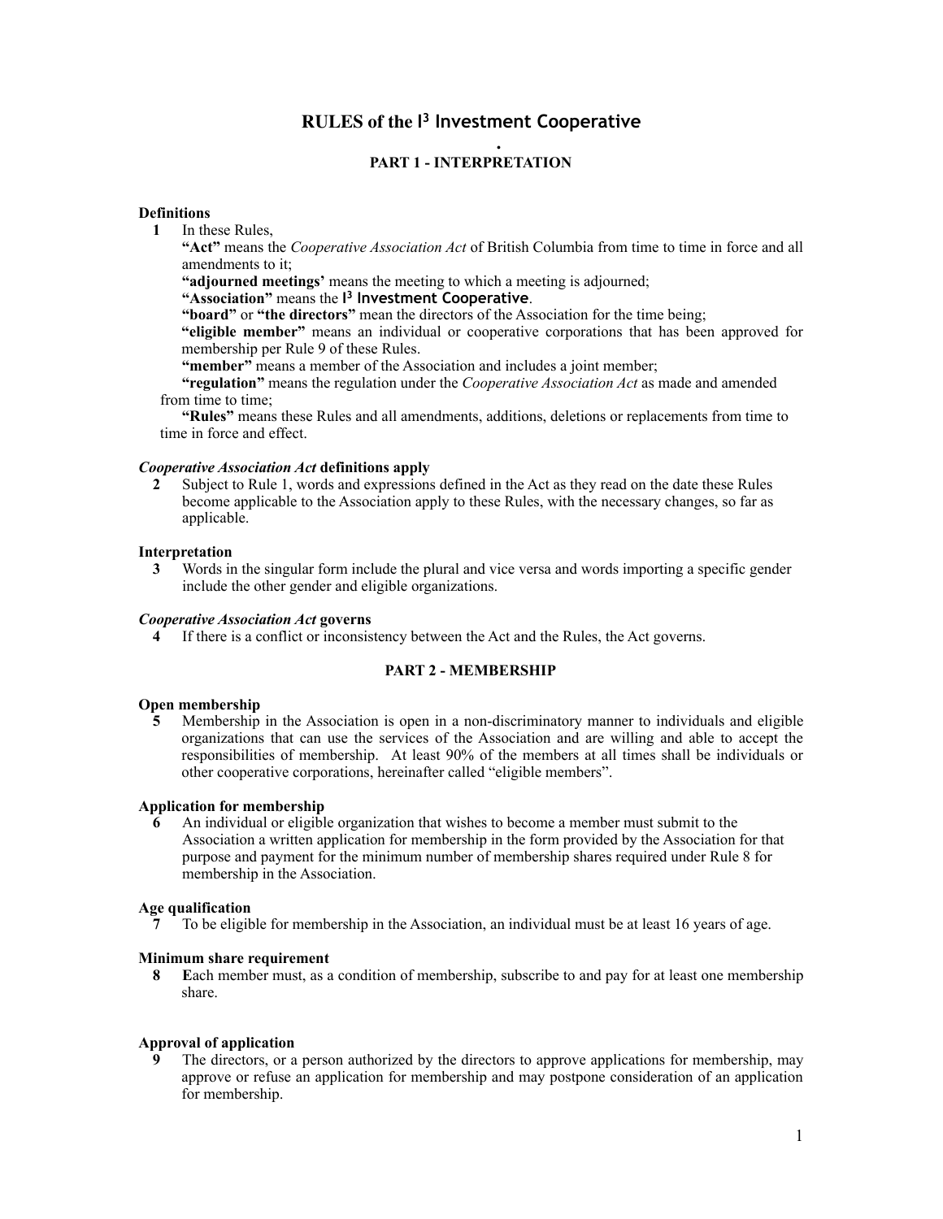# RULES of the I³ Investment Cooperative

.

## PART 1 - INTERPRETATION

### Definitions

**1** In these Rules,

**"Act"** means the *Cooperative Association Act* of British Columbia from time to time in force and all amendments to it;

**"adjourned meetings'** means the meeting to which a meeting is adjourned;

**"Association"** means the **I³ Investment Cooperative**.

**"board"** or **"the directors"** mean the directors of the Association for the time being;

**"eligible member"** means an individual or cooperative corporations that has been approved for membership per Rule 9 of these Rules.

**"member"** means a member of the Association and includes a joint member;

**"regulation"** means the regulation under the *Cooperative Association Act* as made and amended from time to time;

**"Rules"** means these Rules and all amendments, additions, deletions or replacements from time to time in force and effect.

### *Cooperative Association Act* definitions apply

**2** Subject to Rule 1, words and expressions defined in the Act as they read on the date these Rules become applicable to the Association apply to these Rules, with the necessary changes, so far as applicable.

### Interpretation

**3** Words in the singular form include the plural and vice versa and words importing a specific gender include the other gender and eligible organizations.

### *Cooperative Association Act* governs

**4** If there is a conflict or inconsistency between the Act and the Rules, the Act governs.

## PART 2 - MEMBERSHIP

### Open membership

**5** Membership in the Association is open in a non-discriminatory manner to individuals and eligible organizations that can use the services of the Association and are willing and able to accept the responsibilities of membership. At least 90% of the members at all times shall be individuals or other cooperative corporations, hereinafter called "eligible members".

### Application for membership

**6** An individual or eligible organization that wishes to become a member must submit to the Association a written application for membership in the form provided by the Association for that purpose and payment for the minimum number of membership shares required under Rule 8 for membership in the Association.

### Age qualification

**7** To be eligible for membership in the Association, an individual must be at least 16 years of age.

### Minimum share requirement

**8** **E**ach member must, as a condition of membership, subscribe to and pay for at least one membership share.

### Approval of application

**9** The directors, or a person authorized by the directors to approve applications for membership, may approve or refuse an application for membership and may postpone consideration of an application for membership.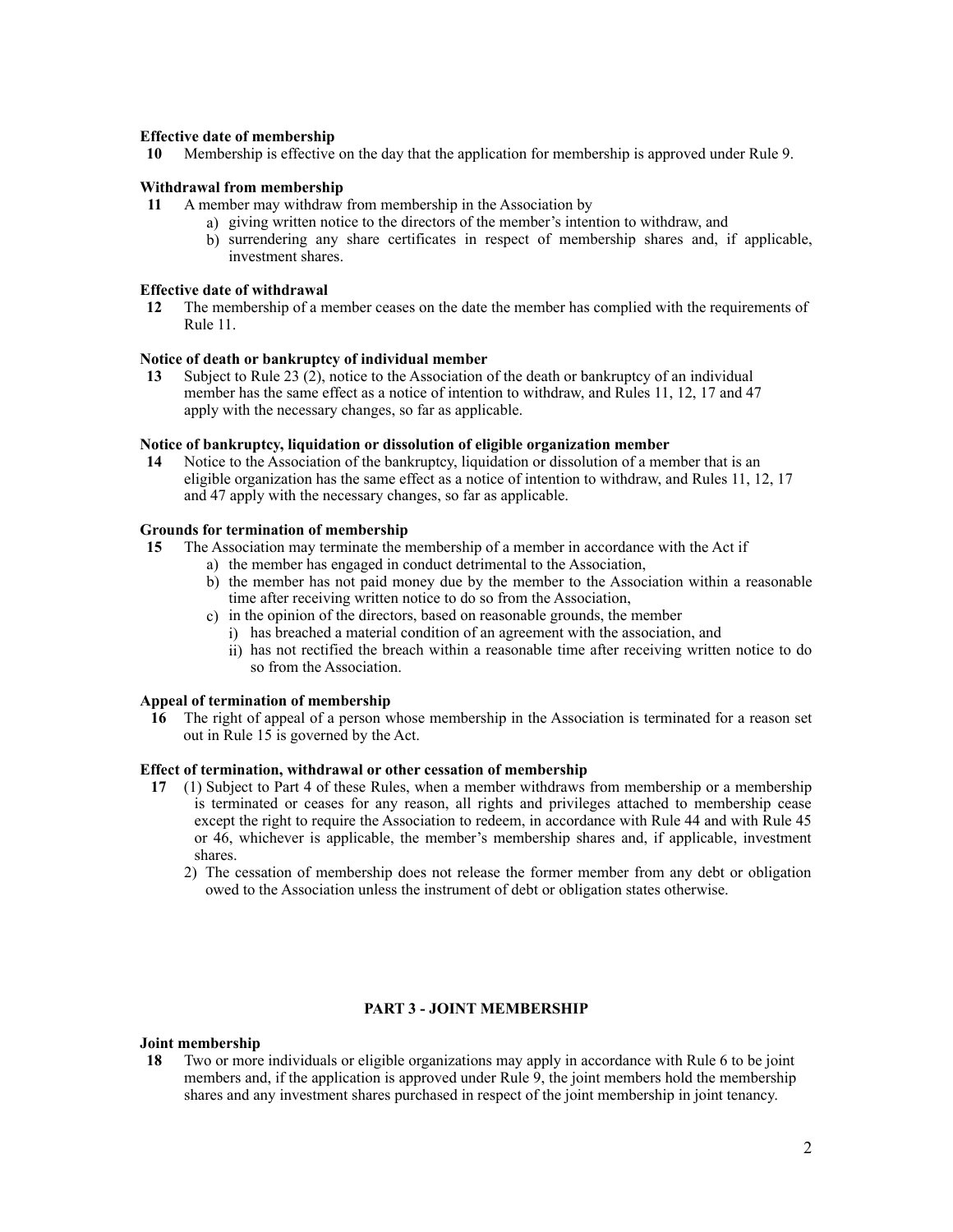**Effective date of membership**

**10** Membership is effective on the day that the application for membership is approved under Rule 9.

**Withdrawal from membership**

**11** A member may withdraw from membership in the Association by

a) giving written notice to the directors of the member's intention to withdraw, and
b) surrendering any share certificates in respect of membership shares and, if applicable, investment shares.

**Effective date of withdrawal**

**12** The membership of a member ceases on the date the member has complied with the requirements of Rule 11.

**Notice of death or bankruptcy of individual member**

**13** Subject to Rule 23 (2), notice to the Association of the death or bankruptcy of an individual member has the same effect as a notice of intention to withdraw, and Rules 11, 12, 17 and 47 apply with the necessary changes, so far as applicable.

**Notice of bankruptcy, liquidation or dissolution of eligible organization member**

**14** Notice to the Association of the bankruptcy, liquidation or dissolution of a member that is an eligible organization has the same effect as a notice of intention to withdraw, and Rules 11, 12, 17 and 47 apply with the necessary changes, so far as applicable.

**Grounds for termination of membership**

**15** The Association may terminate the membership of a member in accordance with the Act if

a) the member has engaged in conduct detrimental to the Association,
b) the member has not paid money due by the member to the Association within a reasonable time after receiving written notice to do so from the Association,
c) in the opinion of the directors, based on reasonable grounds, the member
   i) has breached a material condition of an agreement with the association, and
   ii) has not rectified the breach within a reasonable time after receiving written notice to do so from the Association.

**Appeal of termination of membership**

**16** The right of appeal of a person whose membership in the Association is terminated for a reason set out in Rule 15 is governed by the Act.

**Effect of termination, withdrawal or other cessation of membership**

**17** (1) Subject to Part 4 of these Rules, when a member withdraws from membership or a membership is terminated or ceases for any reason, all rights and privileges attached to membership cease except the right to require the Association to redeem, in accordance with Rule 44 and with Rule 45 or 46, whichever is applicable, the member's membership shares and, if applicable, investment shares.

2) The cessation of membership does not release the former member from any debt or obligation owed to the Association unless the instrument of debt or obligation states otherwise.

## PART 3 - JOINT MEMBERSHIP

**Joint membership**

**18** Two or more individuals or eligible organizations may apply in accordance with Rule 6 to be joint members and, if the application is approved under Rule 9, the joint members hold the membership shares and any investment shares purchased in respect of the joint membership in joint tenancy.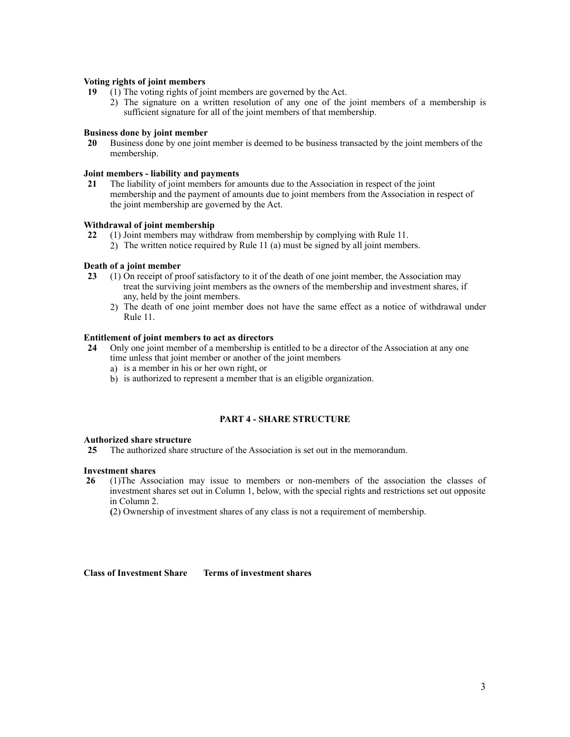**Voting rights of joint members**

**19** (1) The voting rights of joint members are governed by the Act.

2) The signature on a written resolution of any one of the joint members of a membership is sufficient signature for all of the joint members of that membership.

**Business done by joint member**

**20** Business done by one joint member is deemed to be business transacted by the joint members of the membership.

**Joint members - liability and payments**

**21** The liability of joint members for amounts due to the Association in respect of the joint membership and the payment of amounts due to joint members from the Association in respect of the joint membership are governed by the Act.

**Withdrawal of joint membership**

**22** (1) Joint members may withdraw from membership by complying with Rule 11.

2) The written notice required by Rule 11 (a) must be signed by all joint members.

**Death of a joint member**

**23** (1) On receipt of proof satisfactory to it of the death of one joint member, the Association may treat the surviving joint members as the owners of the membership and investment shares, if any, held by the joint members.

2) The death of one joint member does not have the same effect as a notice of withdrawal under Rule 11.

**Entitlement of joint members to act as directors**

**24** Only one joint member of a membership is entitled to be a director of the Association at any one time unless that joint member or another of the joint members

a) is a member in his or her own right, or

b) is authorized to represent a member that is an eligible organization.

**PART 4 - SHARE STRUCTURE**

**Authorized share structure**

**25** The authorized share structure of the Association is set out in the memorandum.

**Investment shares**

**26** (1)The Association may issue to members or non-members of the association the classes of investment shares set out in Column 1, below, with the special rights and restrictions set out opposite in Column 2.

**(**2) Ownership of investment shares of any class is not a requirement of membership.

| Class of Investment Share | Terms of investment shares |
|---|---|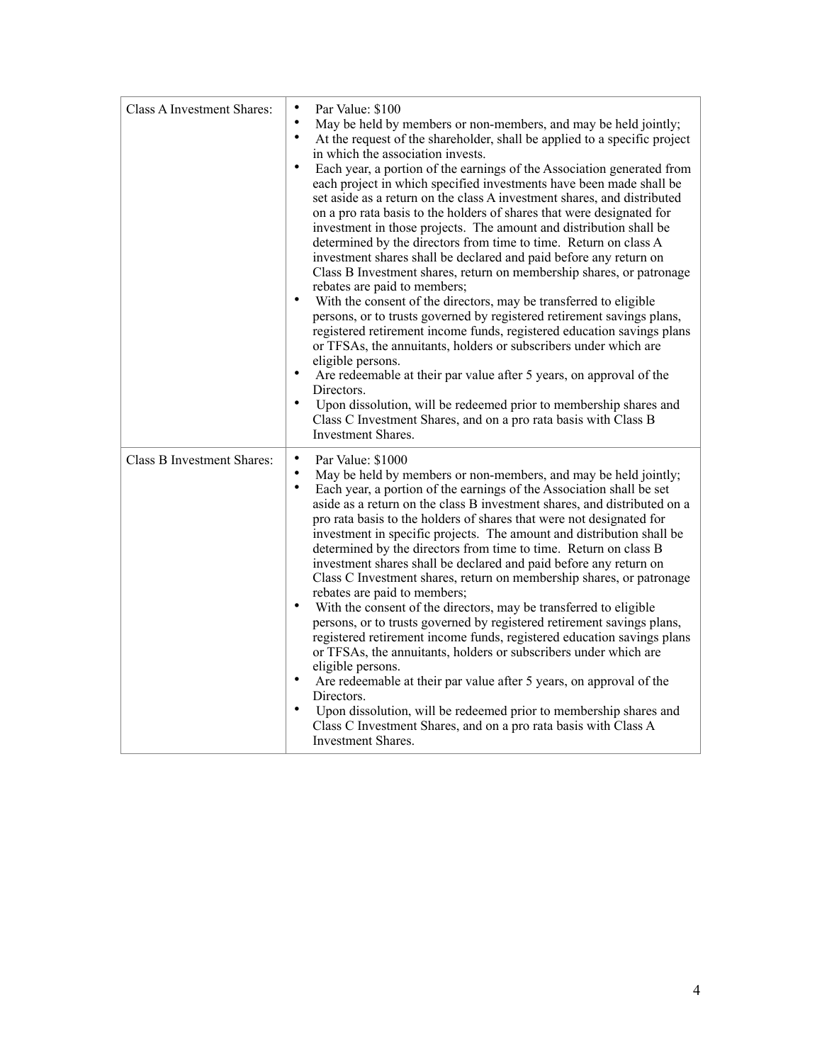| | |
|---|---|
| Class A Investment Shares: | • Par Value: $100<br>• May be held by members or non-members, and may be held jointly;<br>• At the request of the shareholder, shall be applied to a specific project in which the association invests.<br>• Each year, a portion of the earnings of the Association generated from each project in which specified investments have been made shall be set aside as a return on the class A investment shares, and distributed on a pro rata basis to the holders of shares that were designated for investment in those projects. The amount and distribution shall be determined by the directors from time to time. Return on class A investment shares shall be declared and paid before any return on Class B Investment shares, return on membership shares, or patronage rebates are paid to members;<br>• With the consent of the directors, may be transferred to eligible persons, or to trusts governed by registered retirement savings plans, registered retirement income funds, registered education savings plans or TFSAs, the annuitants, holders or subscribers under which are eligible persons.<br>• Are redeemable at their par value after 5 years, on approval of the Directors.<br>• Upon dissolution, will be redeemed prior to membership shares and Class C Investment Shares, and on a pro rata basis with Class B Investment Shares. |
| Class B Investment Shares: | • Par Value: $1000<br>• May be held by members or non-members, and may be held jointly;<br>• Each year, a portion of the earnings of the Association shall be set aside as a return on the class B investment shares, and distributed on a pro rata basis to the holders of shares that were not designated for investment in specific projects. The amount and distribution shall be determined by the directors from time to time. Return on class B investment shares shall be declared and paid before any return on Class C Investment shares, return on membership shares, or patronage rebates are paid to members;<br>• With the consent of the directors, may be transferred to eligible persons, or to trusts governed by registered retirement savings plans, registered retirement income funds, registered education savings plans or TFSAs, the annuitants, holders or subscribers under which are eligible persons.<br>• Are redeemable at their par value after 5 years, on approval of the Directors.<br>• Upon dissolution, will be redeemed prior to membership shares and Class C Investment Shares, and on a pro rata basis with Class A Investment Shares. |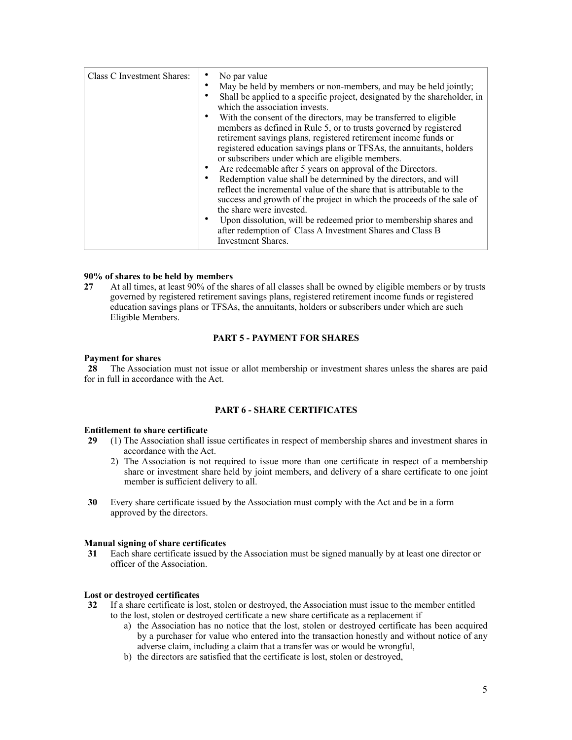| Class C Investment Shares: | • No par value<br>• May be held by members or non-members, and may be held jointly;<br>• Shall be applied to a specific project, designated by the shareholder, in which the association invests.<br>• With the consent of the directors, may be transferred to eligible members as defined in Rule 5, or to trusts governed by registered retirement savings plans, registered retirement income funds or registered education savings plans or TFSAs, the annuitants, holders or subscribers under which are eligible members.<br>• Are redeemable after 5 years on approval of the Directors.<br>• Redemption value shall be determined by the directors, and will reflect the incremental value of the share that is attributable to the success and growth of the project in which the proceeds of the sale of the share were invested.<br>• Upon dissolution, will be redeemed prior to membership shares and after redemption of Class A Investment Shares and Class B Investment Shares. |
|---|---|

**90% of shares to be held by members**

**27** At all times, at least 90% of the shares of all classes shall be owned by eligible members or by trusts governed by registered retirement savings plans, registered retirement income funds or registered education savings plans or TFSAs, the annuitants, holders or subscribers under which are such Eligible Members.

## PART 5 - PAYMENT FOR SHARES

**Payment for shares**

**28** The Association must not issue or allot membership or investment shares unless the shares are paid for in full in accordance with the Act.

## PART 6 - SHARE CERTIFICATES

**Entitlement to share certificate**

**29** (1) The Association shall issue certificates in respect of membership shares and investment shares in accordance with the Act.

2) The Association is not required to issue more than one certificate in respect of a membership share or investment share held by joint members, and delivery of a share certificate to one joint member is sufficient delivery to all.

**30** Every share certificate issued by the Association must comply with the Act and be in a form approved by the directors.

**Manual signing of share certificates**

**31** Each share certificate issued by the Association must be signed manually by at least one director or officer of the Association.

**Lost or destroyed certificates**

**32** If a share certificate is lost, stolen or destroyed, the Association must issue to the member entitled to the lost, stolen or destroyed certificate a new share certificate as a replacement if

a) the Association has no notice that the lost, stolen or destroyed certificate has been acquired by a purchaser for value who entered into the transaction honestly and without notice of any adverse claim, including a claim that a transfer was or would be wrongful,

b) the directors are satisfied that the certificate is lost, stolen or destroyed,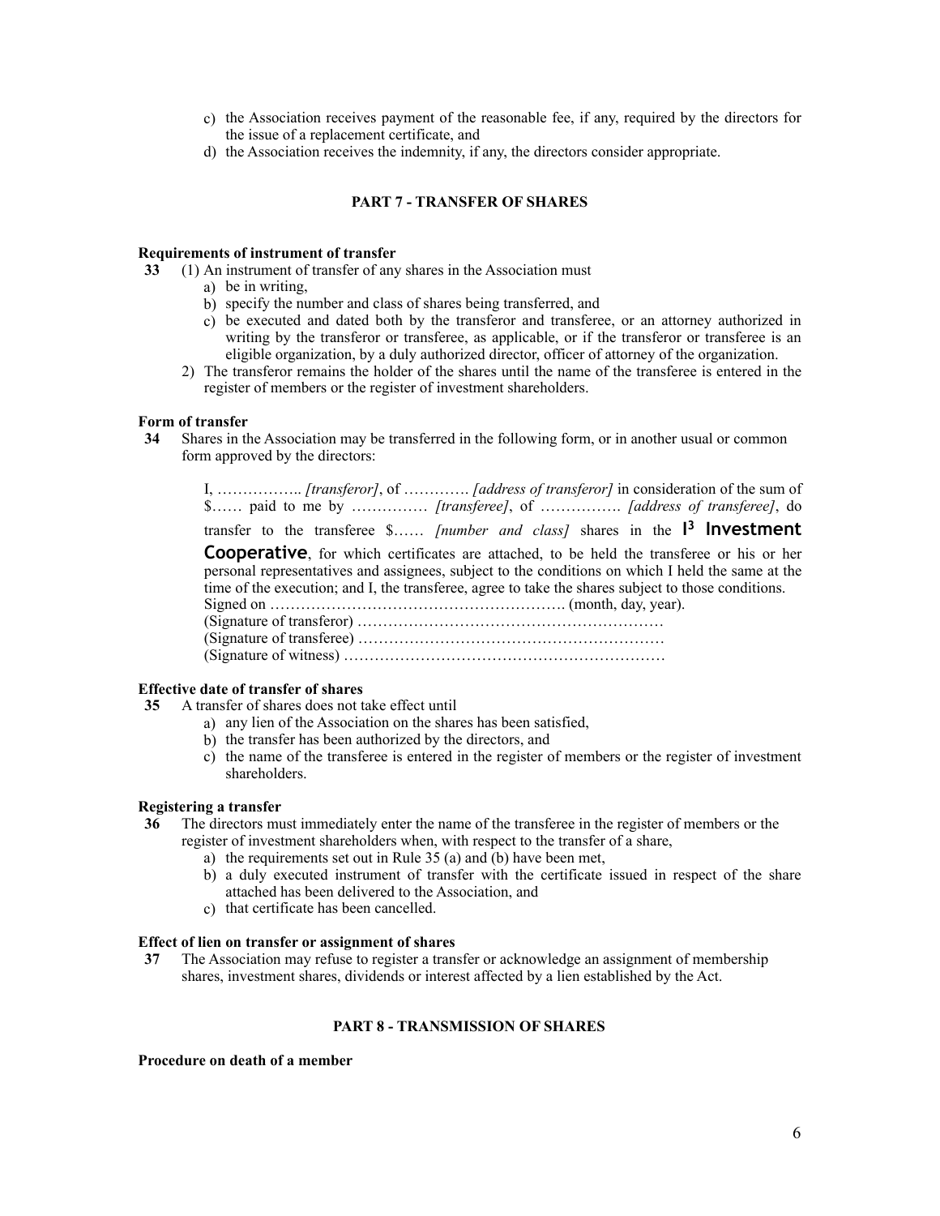c) the Association receives payment of the reasonable fee, if any, required by the directors for the issue of a replacement certificate, and
d) the Association receives the indemnity, if any, the directors consider appropriate.

## PART 7 - TRANSFER OF SHARES

**Requirements of instrument of transfer**

**33** (1) An instrument of transfer of any shares in the Association must

a) be in writing,
b) specify the number and class of shares being transferred, and
c) be executed and dated both by the transferor and transferee, or an attorney authorized in writing by the transferor or transferee, as applicable, or if the transferor or transferee is an eligible organization, by a duly authorized director, officer of attorney of the organization.

2) The transferor remains the holder of the shares until the name of the transferee is entered in the register of members or the register of investment shareholders.

**Form of transfer**

**34** Shares in the Association may be transferred in the following form, or in another usual or common form approved by the directors:

> I, …………….. *[transferor]*, of …………. *[address of transferor]* in consideration of the sum of $…… paid to me by …………… *[transferee]*, of ……………. *[address of transferee]*, do transfer to the transferee $…… *[number and class]* shares in the **I[3] Investment Cooperative**, for which certificates are attached, to be held the transferee or his or her personal representatives and assignees, subject to the conditions on which I held the same at the time of the execution; and I, the transferee, agree to take the shares subject to those conditions.
> Signed on …………………………………………………. (month, day, year).
> (Signature of transferor) ……………………………………………………
> (Signature of transferee) ……………………………………………………
> (Signature of witness) ………………………………………………………

**Effective date of transfer of shares**

**35** A transfer of shares does not take effect until

a) any lien of the Association on the shares has been satisfied,
b) the transfer has been authorized by the directors, and
c) the name of the transferee is entered in the register of members or the register of investment shareholders.

**Registering a transfer**

**36** The directors must immediately enter the name of the transferee in the register of members or the register of investment shareholders when, with respect to the transfer of a share,

a) the requirements set out in Rule 35 (a) and (b) have been met,
b) a duly executed instrument of transfer with the certificate issued in respect of the share attached has been delivered to the Association, and
c) that certificate has been cancelled.

**Effect of lien on transfer or assignment of shares**

**37** The Association may refuse to register a transfer or acknowledge an assignment of membership shares, investment shares, dividends or interest affected by a lien established by the Act.

## PART 8 - TRANSMISSION OF SHARES

**Procedure on death of a member**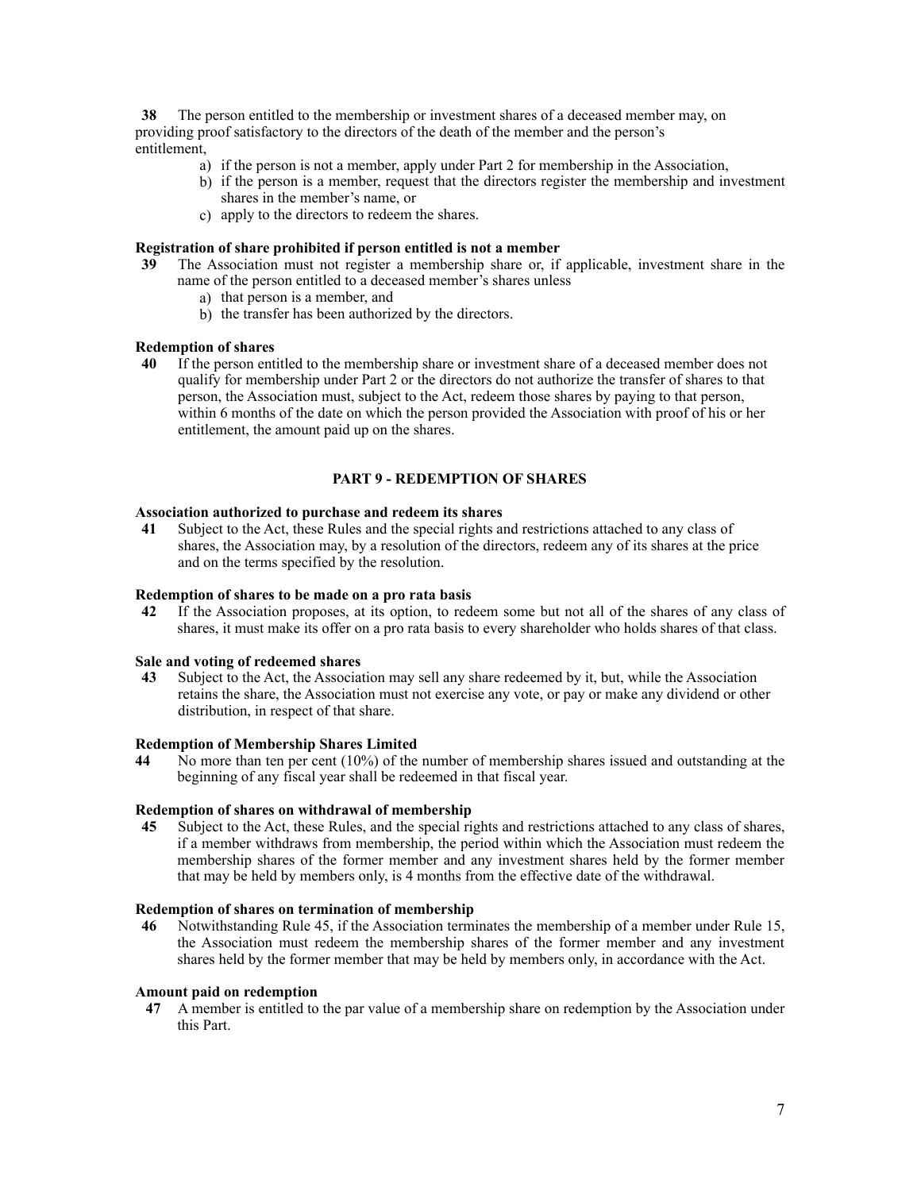**38** The person entitled to the membership or investment shares of a deceased member may, on providing proof satisfactory to the directors of the death of the member and the person's entitlement,

a) if the person is not a member, apply under Part 2 for membership in the Association,
b) if the person is a member, request that the directors register the membership and investment shares in the member's name, or
c) apply to the directors to redeem the shares.

**Registration of share prohibited if person entitled is not a member**

**39** The Association must not register a membership share or, if applicable, investment share in the name of the person entitled to a deceased member's shares unless

a) that person is a member, and
b) the transfer has been authorized by the directors.

**Redemption of shares**

**40** If the person entitled to the membership share or investment share of a deceased member does not qualify for membership under Part 2 or the directors do not authorize the transfer of shares to that person, the Association must, subject to the Act, redeem those shares by paying to that person, within 6 months of the date on which the person provided the Association with proof of his or her entitlement, the amount paid up on the shares.

## PART 9 - REDEMPTION OF SHARES

**Association authorized to purchase and redeem its shares**

**41** Subject to the Act, these Rules and the special rights and restrictions attached to any class of shares, the Association may, by a resolution of the directors, redeem any of its shares at the price and on the terms specified by the resolution.

**Redemption of shares to be made on a pro rata basis**

**42** If the Association proposes, at its option, to redeem some but not all of the shares of any class of shares, it must make its offer on a pro rata basis to every shareholder who holds shares of that class.

**Sale and voting of redeemed shares**

**43** Subject to the Act, the Association may sell any share redeemed by it, but, while the Association retains the share, the Association must not exercise any vote, or pay or make any dividend or other distribution, in respect of that share.

**Redemption of Membership Shares Limited**

**44** No more than ten per cent (10%) of the number of membership shares issued and outstanding at the beginning of any fiscal year shall be redeemed in that fiscal year.

**Redemption of shares on withdrawal of membership**

**45** Subject to the Act, these Rules, and the special rights and restrictions attached to any class of shares, if a member withdraws from membership, the period within which the Association must redeem the membership shares of the former member and any investment shares held by the former member that may be held by members only, is 4 months from the effective date of the withdrawal.

**Redemption of shares on termination of membership**

**46** Notwithstanding Rule 45, if the Association terminates the membership of a member under Rule 15, the Association must redeem the membership shares of the former member and any investment shares held by the former member that may be held by members only, in accordance with the Act.

**Amount paid on redemption**

**47** A member is entitled to the par value of a membership share on redemption by the Association under this Part.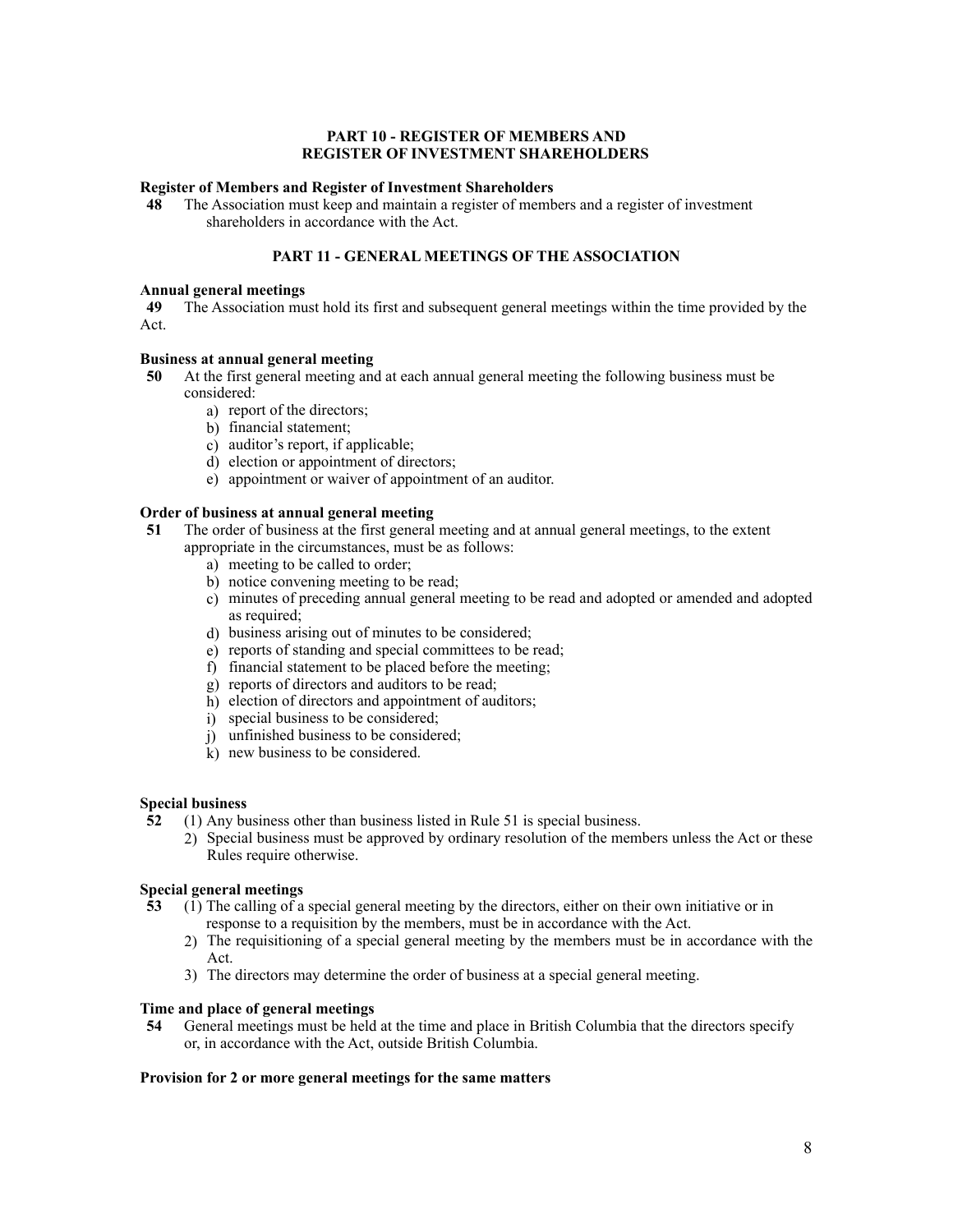## PART 10 - REGISTER OF MEMBERS AND REGISTER OF INVESTMENT SHAREHOLDERS

**Register of Members and Register of Investment Shareholders**

**48** The Association must keep and maintain a register of members and a register of investment shareholders in accordance with the Act.

## PART 11 - GENERAL MEETINGS OF THE ASSOCIATION

**Annual general meetings**

**49** The Association must hold its first and subsequent general meetings within the time provided by the Act.

**Business at annual general meeting**

**50** At the first general meeting and at each annual general meeting the following business must be considered:

a) report of the directors;
b) financial statement;
c) auditor's report, if applicable;
d) election or appointment of directors;
e) appointment or waiver of appointment of an auditor.

**Order of business at annual general meeting**

**51** The order of business at the first general meeting and at annual general meetings, to the extent appropriate in the circumstances, must be as follows:

a) meeting to be called to order;
b) notice convening meeting to be read;
c) minutes of preceding annual general meeting to be read and adopted or amended and adopted as required;
d) business arising out of minutes to be considered;
e) reports of standing and special committees to be read;
f) financial statement to be placed before the meeting;
g) reports of directors and auditors to be read;
h) election of directors and appointment of auditors;
i) special business to be considered;
j) unfinished business to be considered;
k) new business to be considered.

**Special business**

**52** (1) Any business other than business listed in Rule 51 is special business.

2) Special business must be approved by ordinary resolution of the members unless the Act or these Rules require otherwise.

**Special general meetings**

**53** (1) The calling of a special general meeting by the directors, either on their own initiative or in response to a requisition by the members, must be in accordance with the Act.

2) The requisitioning of a special general meeting by the members must be in accordance with the Act.

3) The directors may determine the order of business at a special general meeting.

**Time and place of general meetings**

**54** General meetings must be held at the time and place in British Columbia that the directors specify or, in accordance with the Act, outside British Columbia.

**Provision for 2 or more general meetings for the same matters**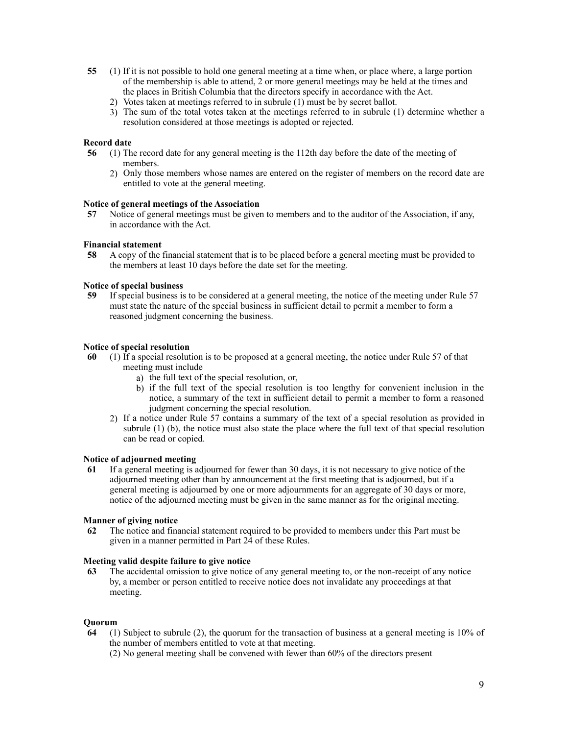**55** (1) If it is not possible to hold one general meeting at a time when, or place where, a large portion of the membership is able to attend, 2 or more general meetings may be held at the times and the places in British Columbia that the directors specify in accordance with the Act.

2) Votes taken at meetings referred to in subrule (1) must be by secret ballot.

3) The sum of the total votes taken at the meetings referred to in subrule (1) determine whether a resolution considered at those meetings is adopted or rejected.

**Record date**

**56** (1) The record date for any general meeting is the 112th day before the date of the meeting of members.

2) Only those members whose names are entered on the register of members on the record date are entitled to vote at the general meeting.

**Notice of general meetings of the Association**

**57** Notice of general meetings must be given to members and to the auditor of the Association, if any, in accordance with the Act.

**Financial statement**

**58** A copy of the financial statement that is to be placed before a general meeting must be provided to the members at least 10 days before the date set for the meeting.

**Notice of special business**

**59** If special business is to be considered at a general meeting, the notice of the meeting under Rule 57 must state the nature of the special business in sufficient detail to permit a member to form a reasoned judgment concerning the business.

**Notice of special resolution**

**60** (1) If a special resolution is to be proposed at a general meeting, the notice under Rule 57 of that meeting must include

a) the full text of the special resolution, or,

b) if the full text of the special resolution is too lengthy for convenient inclusion in the notice, a summary of the text in sufficient detail to permit a member to form a reasoned judgment concerning the special resolution.

2) If a notice under Rule 57 contains a summary of the text of a special resolution as provided in subrule (1) (b), the notice must also state the place where the full text of that special resolution can be read or copied.

**Notice of adjourned meeting**

**61** If a general meeting is adjourned for fewer than 30 days, it is not necessary to give notice of the adjourned meeting other than by announcement at the first meeting that is adjourned, but if a general meeting is adjourned by one or more adjournments for an aggregate of 30 days or more, notice of the adjourned meeting must be given in the same manner as for the original meeting.

**Manner of giving notice**

**62** The notice and financial statement required to be provided to members under this Part must be given in a manner permitted in Part 24 of these Rules.

**Meeting valid despite failure to give notice**

**63** The accidental omission to give notice of any general meeting to, or the non-receipt of any notice by, a member or person entitled to receive notice does not invalidate any proceedings at that meeting.

**Quorum**

**64** (1) Subject to subrule (2), the quorum for the transaction of business at a general meeting is 10% of the number of members entitled to vote at that meeting.

(2) No general meeting shall be convened with fewer than 60% of the directors present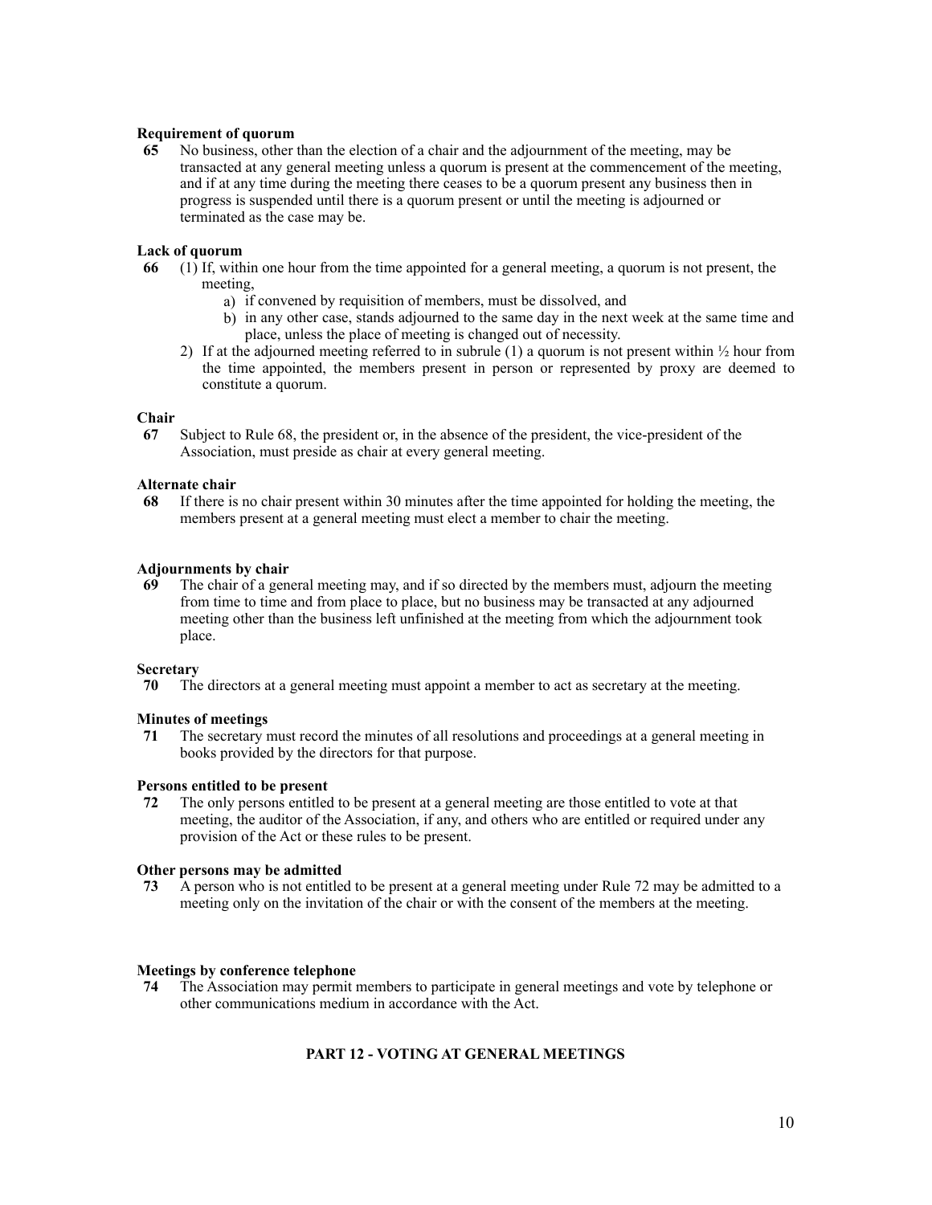**Requirement of quorum**

**65** No business, other than the election of a chair and the adjournment of the meeting, may be transacted at any general meeting unless a quorum is present at the commencement of the meeting, and if at any time during the meeting there ceases to be a quorum present any business then in progress is suspended until there is a quorum present or until the meeting is adjourned or terminated as the case may be.

**Lack of quorum**

**66** (1) If, within one hour from the time appointed for a general meeting, a quorum is not present, the meeting,

a) if convened by requisition of members, must be dissolved, and
b) in any other case, stands adjourned to the same day in the next week at the same time and place, unless the place of meeting is changed out of necessity.

2) If at the adjourned meeting referred to in subrule (1) a quorum is not present within ½ hour from the time appointed, the members present in person or represented by proxy are deemed to constitute a quorum.

**Chair**

**67** Subject to Rule 68, the president or, in the absence of the president, the vice-president of the Association, must preside as chair at every general meeting.

**Alternate chair**

**68** If there is no chair present within 30 minutes after the time appointed for holding the meeting, the members present at a general meeting must elect a member to chair the meeting.

**Adjournments by chair**

**69** The chair of a general meeting may, and if so directed by the members must, adjourn the meeting from time to time and from place to place, but no business may be transacted at any adjourned meeting other than the business left unfinished at the meeting from which the adjournment took place.

**Secretary**

**70** The directors at a general meeting must appoint a member to act as secretary at the meeting.

**Minutes of meetings**

**71** The secretary must record the minutes of all resolutions and proceedings at a general meeting in books provided by the directors for that purpose.

**Persons entitled to be present**

**72** The only persons entitled to be present at a general meeting are those entitled to vote at that meeting, the auditor of the Association, if any, and others who are entitled or required under any provision of the Act or these rules to be present.

**Other persons may be admitted**

**73** A person who is not entitled to be present at a general meeting under Rule 72 may be admitted to a meeting only on the invitation of the chair or with the consent of the members at the meeting.

**Meetings by conference telephone**

**74** The Association may permit members to participate in general meetings and vote by telephone or other communications medium in accordance with the Act.

## PART 12 - VOTING AT GENERAL MEETINGS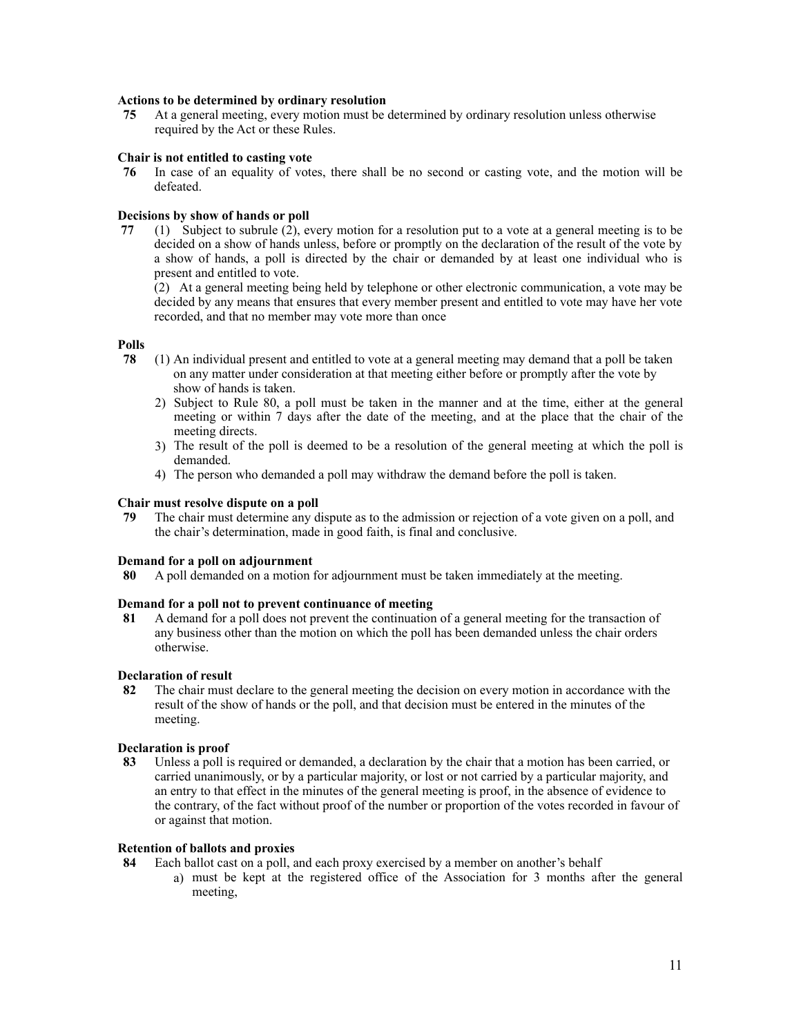**Actions to be determined by ordinary resolution**

**75** At a general meeting, every motion must be determined by ordinary resolution unless otherwise required by the Act or these Rules.

**Chair is not entitled to casting vote**

**76** In case of an equality of votes, there shall be no second or casting vote, and the motion will be defeated.

**Decisions by show of hands or poll**

**77** (1) Subject to subrule (2), every motion for a resolution put to a vote at a general meeting is to be decided on a show of hands unless, before or promptly on the declaration of the result of the vote by a show of hands, a poll is directed by the chair or demanded by at least one individual who is present and entitled to vote.

(2) At a general meeting being held by telephone or other electronic communication, a vote may be decided by any means that ensures that every member present and entitled to vote may have her vote recorded, and that no member may vote more than once

**Polls**

**78** (1) An individual present and entitled to vote at a general meeting may demand that a poll be taken on any matter under consideration at that meeting either before or promptly after the vote by show of hands is taken.

2) Subject to Rule 80, a poll must be taken in the manner and at the time, either at the general meeting or within 7 days after the date of the meeting, and at the place that the chair of the meeting directs.

3) The result of the poll is deemed to be a resolution of the general meeting at which the poll is demanded.

4) The person who demanded a poll may withdraw the demand before the poll is taken.

**Chair must resolve dispute on a poll**

**79** The chair must determine any dispute as to the admission or rejection of a vote given on a poll, and the chair's determination, made in good faith, is final and conclusive.

**Demand for a poll on adjournment**

**80** A poll demanded on a motion for adjournment must be taken immediately at the meeting.

**Demand for a poll not to prevent continuance of meeting**

**81** A demand for a poll does not prevent the continuation of a general meeting for the transaction of any business other than the motion on which the poll has been demanded unless the chair orders otherwise.

**Declaration of result**

**82** The chair must declare to the general meeting the decision on every motion in accordance with the result of the show of hands or the poll, and that decision must be entered in the minutes of the meeting.

**Declaration is proof**

**83** Unless a poll is required or demanded, a declaration by the chair that a motion has been carried, or carried unanimously, or by a particular majority, or lost or not carried by a particular majority, and an entry to that effect in the minutes of the general meeting is proof, in the absence of evidence to the contrary, of the fact without proof of the number or proportion of the votes recorded in favour of or against that motion.

**Retention of ballots and proxies**

**84** Each ballot cast on a poll, and each proxy exercised by a member on another's behalf

a) must be kept at the registered office of the Association for 3 months after the general meeting,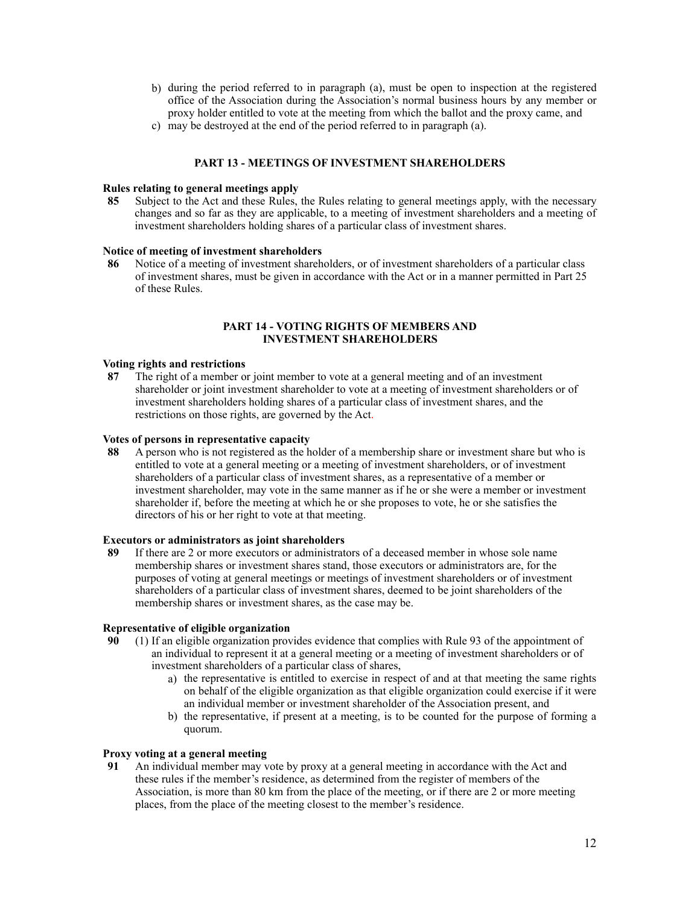b) during the period referred to in paragraph (a), must be open to inspection at the registered office of the Association during the Association's normal business hours by any member or proxy holder entitled to vote at the meeting from which the ballot and the proxy came, and

c) may be destroyed at the end of the period referred to in paragraph (a).

## PART 13 - MEETINGS OF INVESTMENT SHAREHOLDERS

**Rules relating to general meetings apply**

**85** Subject to the Act and these Rules, the Rules relating to general meetings apply, with the necessary changes and so far as they are applicable, to a meeting of investment shareholders and a meeting of investment shareholders holding shares of a particular class of investment shares.

**Notice of meeting of investment shareholders**

**86** Notice of a meeting of investment shareholders, or of investment shareholders of a particular class of investment shares, must be given in accordance with the Act or in a manner permitted in Part 25 of these Rules.

## PART 14 - VOTING RIGHTS OF MEMBERS AND INVESTMENT SHAREHOLDERS

**Voting rights and restrictions**

**87** The right of a member or joint member to vote at a general meeting and of an investment shareholder or joint investment shareholder to vote at a meeting of investment shareholders or of investment shareholders holding shares of a particular class of investment shares, and the restrictions on those rights, are governed by the Act.

**Votes of persons in representative capacity**

**88** A person who is not registered as the holder of a membership share or investment share but who is entitled to vote at a general meeting or a meeting of investment shareholders, or of investment shareholders of a particular class of investment shares, as a representative of a member or investment shareholder, may vote in the same manner as if he or she were a member or investment shareholder if, before the meeting at which he or she proposes to vote, he or she satisfies the directors of his or her right to vote at that meeting.

**Executors or administrators as joint shareholders**

**89** If there are 2 or more executors or administrators of a deceased member in whose sole name membership shares or investment shares stand, those executors or administrators are, for the purposes of voting at general meetings or meetings of investment shareholders or of investment shareholders of a particular class of investment shares, deemed to be joint shareholders of the membership shares or investment shares, as the case may be.

**Representative of eligible organization**

**90** (1) If an eligible organization provides evidence that complies with Rule 93 of the appointment of an individual to represent it at a general meeting or a meeting of investment shareholders or of investment shareholders of a particular class of shares,

a) the representative is entitled to exercise in respect of and at that meeting the same rights on behalf of the eligible organization as that eligible organization could exercise if it were an individual member or investment shareholder of the Association present, and

b) the representative, if present at a meeting, is to be counted for the purpose of forming a quorum.

**Proxy voting at a general meeting**

**91** An individual member may vote by proxy at a general meeting in accordance with the Act and these rules if the member's residence, as determined from the register of members of the Association, is more than 80 km from the place of the meeting, or if there are 2 or more meeting places, from the place of the meeting closest to the member's residence.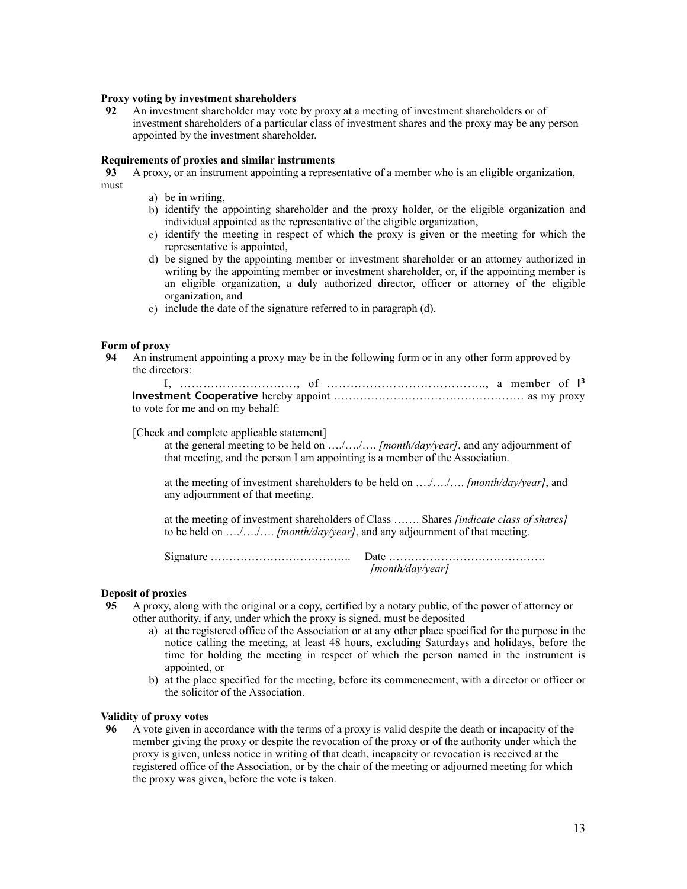**Proxy voting by investment shareholders**

**92** An investment shareholder may vote by proxy at a meeting of investment shareholders or of investment shareholders of a particular class of investment shares and the proxy may be any person appointed by the investment shareholder.

**Requirements of proxies and similar instruments**

**93** A proxy, or an instrument appointing a representative of a member who is an eligible organization, must

a) be in writing,
b) identify the appointing shareholder and the proxy holder, or the eligible organization and individual appointed as the representative of the eligible organization,
c) identify the meeting in respect of which the proxy is given or the meeting for which the representative is appointed,
d) be signed by the appointing member or investment shareholder or an attorney authorized in writing by the appointing member or investment shareholder, or, if the appointing member is an eligible organization, a duly authorized director, officer or attorney of the eligible organization, and
e) include the date of the signature referred to in paragraph (d).

**Form of proxy**

**94** An instrument appointing a proxy may be in the following form or in any other form approved by the directors:

I, …………………………, of ………………………………….., a member of **I[3] Investment Cooperative** hereby appoint …………………………………………… as my proxy to vote for me and on my behalf:

[Check and complete applicable statement]

at the general meeting to be held on …./…./…. *[month/day/year]*, and any adjournment of that meeting, and the person I am appointing is a member of the Association.

at the meeting of investment shareholders to be held on …./…./…. *[month/day/year]*, and any adjournment of that meeting.

at the meeting of investment shareholders of Class ……. Shares *[indicate class of shares]* to be held on …./…./…. *[month/day/year]*, and any adjournment of that meeting.

Signature ……………………………….. Date ……………………………………
*[month/day/year]*

**Deposit of proxies**

**95** A proxy, along with the original or a copy, certified by a notary public, of the power of attorney or other authority, if any, under which the proxy is signed, must be deposited

a) at the registered office of the Association or at any other place specified for the purpose in the notice calling the meeting, at least 48 hours, excluding Saturdays and holidays, before the time for holding the meeting in respect of which the person named in the instrument is appointed, or
b) at the place specified for the meeting, before its commencement, with a director or officer or the solicitor of the Association.

**Validity of proxy votes**

**96** A vote given in accordance with the terms of a proxy is valid despite the death or incapacity of the member giving the proxy or despite the revocation of the proxy or of the authority under which the proxy is given, unless notice in writing of that death, incapacity or revocation is received at the registered office of the Association, or by the chair of the meeting or adjourned meeting for which the proxy was given, before the vote is taken.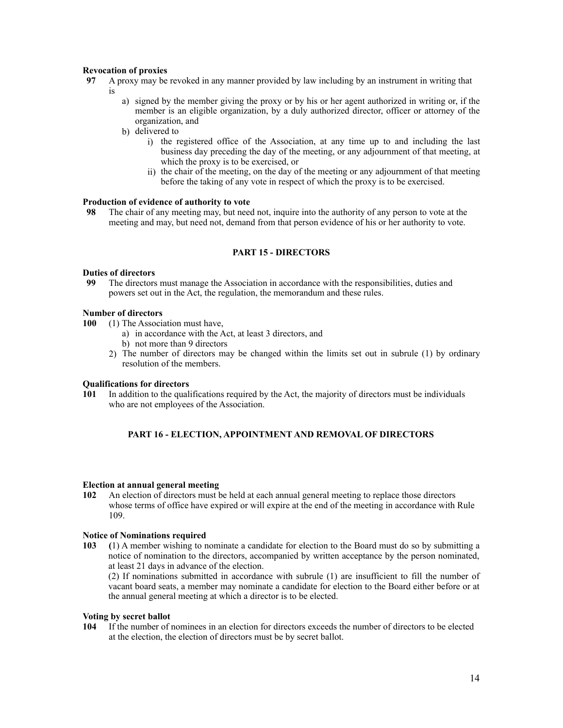**Revocation of proxies**

**97** A proxy may be revoked in any manner provided by law including by an instrument in writing that is

a) signed by the member giving the proxy or by his or her agent authorized in writing or, if the member is an eligible organization, by a duly authorized director, officer or attorney of the organization, and

b) delivered to

i) the registered office of the Association, at any time up to and including the last business day preceding the day of the meeting, or any adjournment of that meeting, at which the proxy is to be exercised, or

ii) the chair of the meeting, on the day of the meeting or any adjournment of that meeting before the taking of any vote in respect of which the proxy is to be exercised.

**Production of evidence of authority to vote**

**98** The chair of any meeting may, but need not, inquire into the authority of any person to vote at the meeting and may, but need not, demand from that person evidence of his or her authority to vote.

## PART 15 - DIRECTORS

**Duties of directors**

**99** The directors must manage the Association in accordance with the responsibilities, duties and powers set out in the Act, the regulation, the memorandum and these rules.

**Number of directors**

**100** (1) The Association must have,

a) in accordance with the Act, at least 3 directors, and

b) not more than 9 directors

2) The number of directors may be changed within the limits set out in subrule (1) by ordinary resolution of the members.

**Qualifications for directors**

**101** In addition to the qualifications required by the Act, the majority of directors must be individuals who are not employees of the Association.

## PART 16 - ELECTION, APPOINTMENT AND REMOVAL OF DIRECTORS

**Election at annual general meeting**

**102** An election of directors must be held at each annual general meeting to replace those directors whose terms of office have expired or will expire at the end of the meeting in accordance with Rule 109.

**Notice of Nominations required**

**103** **(**1) A member wishing to nominate a candidate for election to the Board must do so by submitting a notice of nomination to the directors, accompanied by written acceptance by the person nominated, at least 21 days in advance of the election.

(2) If nominations submitted in accordance with subrule (1) are insufficient to fill the number of vacant board seats, a member may nominate a candidate for election to the Board either before or at the annual general meeting at which a director is to be elected.

**Voting by secret ballot**

**104** If the number of nominees in an election for directors exceeds the number of directors to be elected at the election, the election of directors must be by secret ballot.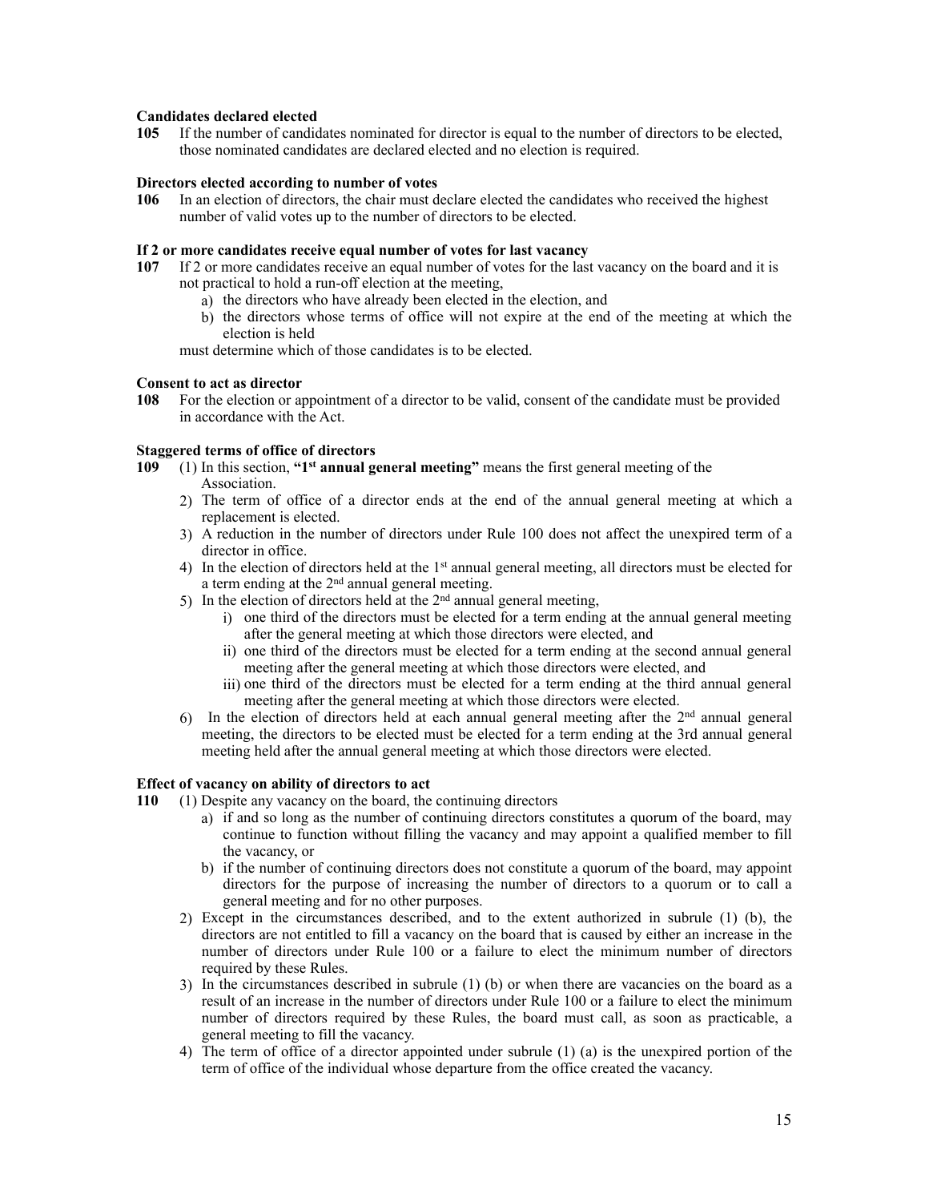**Candidates declared elected**

**105** If the number of candidates nominated for director is equal to the number of directors to be elected, those nominated candidates are declared elected and no election is required.

**Directors elected according to number of votes**

**106** In an election of directors, the chair must declare elected the candidates who received the highest number of valid votes up to the number of directors to be elected.

**If 2 or more candidates receive equal number of votes for last vacancy**

**107** If 2 or more candidates receive an equal number of votes for the last vacancy on the board and it is not practical to hold a run-off election at the meeting,

a) the directors who have already been elected in the election, and
b) the directors whose terms of office will not expire at the end of the meeting at which the election is held

must determine which of those candidates is to be elected.

**Consent to act as director**

**108** For the election or appointment of a director to be valid, consent of the candidate must be provided in accordance with the Act.

**Staggered terms of office of directors**

**109** (1) In this section, **"1st annual general meeting"** means the first general meeting of the Association.

2) The term of office of a director ends at the end of the annual general meeting at which a replacement is elected.
3) A reduction in the number of directors under Rule 100 does not affect the unexpired term of a director in office.
4) In the election of directors held at the 1st annual general meeting, all directors must be elected for a term ending at the 2nd annual general meeting.
5) In the election of directors held at the 2nd annual general meeting,
   i) one third of the directors must be elected for a term ending at the annual general meeting after the general meeting at which those directors were elected, and
   ii) one third of the directors must be elected for a term ending at the second annual general meeting after the general meeting at which those directors were elected, and
   iii) one third of the directors must be elected for a term ending at the third annual general meeting after the general meeting at which those directors were elected.
6) In the election of directors held at each annual general meeting after the 2nd annual general meeting, the directors to be elected must be elected for a term ending at the 3rd annual general meeting held after the annual general meeting at which those directors were elected.

**Effect of vacancy on ability of directors to act**

**110** (1) Despite any vacancy on the board, the continuing directors

a) if and so long as the number of continuing directors constitutes a quorum of the board, may continue to function without filling the vacancy and may appoint a qualified member to fill the vacancy, or
b) if the number of continuing directors does not constitute a quorum of the board, may appoint directors for the purpose of increasing the number of directors to a quorum or to call a general meeting and for no other purposes.

2) Except in the circumstances described, and to the extent authorized in subrule (1) (b), the directors are not entitled to fill a vacancy on the board that is caused by either an increase in the number of directors under Rule 100 or a failure to elect the minimum number of directors required by these Rules.
3) In the circumstances described in subrule (1) (b) or when there are vacancies on the board as a result of an increase in the number of directors under Rule 100 or a failure to elect the minimum number of directors required by these Rules, the board must call, as soon as practicable, a general meeting to fill the vacancy.
4) The term of office of a director appointed under subrule (1) (a) is the unexpired portion of the term of office of the individual whose departure from the office created the vacancy.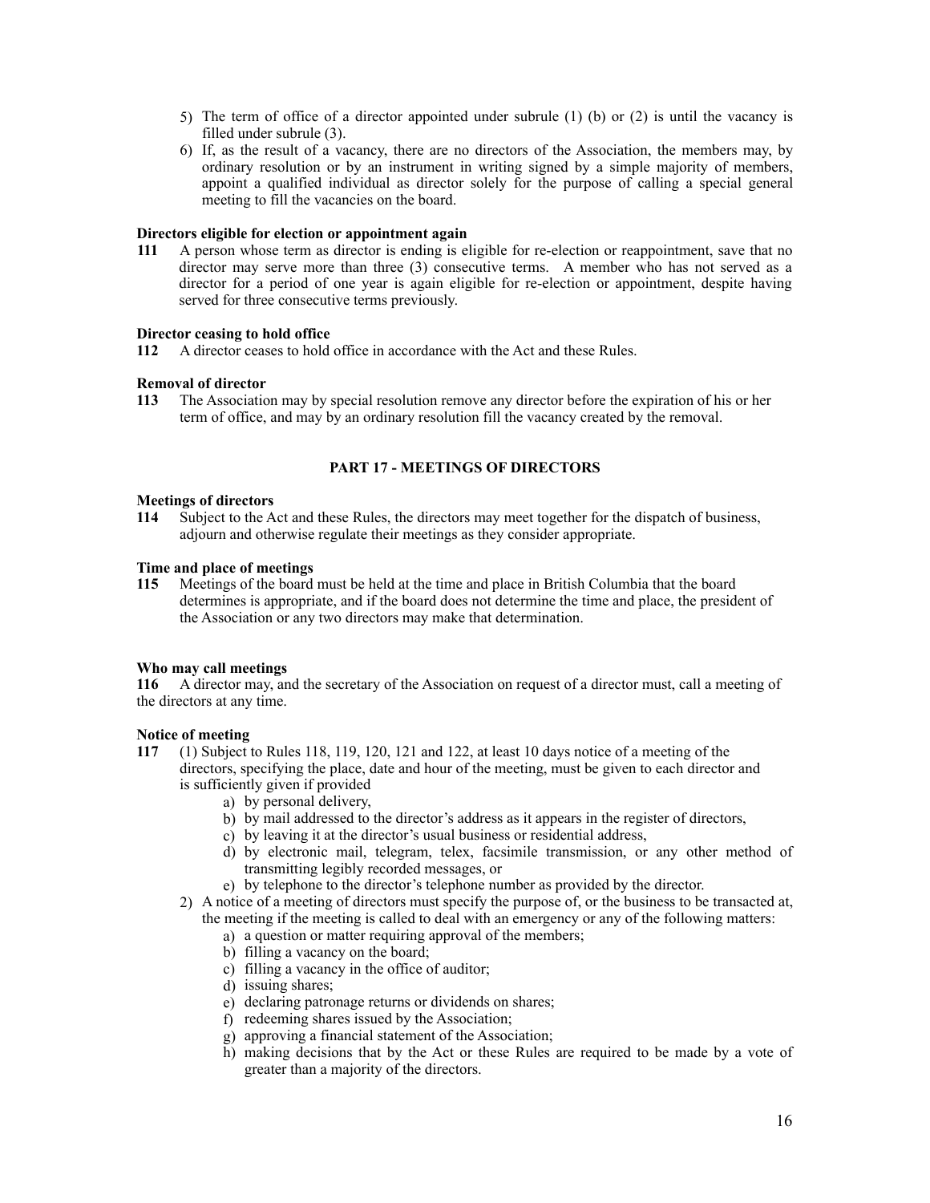5) The term of office of a director appointed under subrule (1) (b) or (2) is until the vacancy is filled under subrule (3).
6) If, as the result of a vacancy, there are no directors of the Association, the members may, by ordinary resolution or by an instrument in writing signed by a simple majority of members, appoint a qualified individual as director solely for the purpose of calling a special general meeting to fill the vacancies on the board.

**Directors eligible for election or appointment again**

**111** A person whose term as director is ending is eligible for re-election or reappointment, save that no director may serve more than three (3) consecutive terms. A member who has not served as a director for a period of one year is again eligible for re-election or appointment, despite having served for three consecutive terms previously.

**Director ceasing to hold office**

**112** A director ceases to hold office in accordance with the Act and these Rules.

**Removal of director**

**113** The Association may by special resolution remove any director before the expiration of his or her term of office, and may by an ordinary resolution fill the vacancy created by the removal.

## PART 17 - MEETINGS OF DIRECTORS

**Meetings of directors**

**114** Subject to the Act and these Rules, the directors may meet together for the dispatch of business, adjourn and otherwise regulate their meetings as they consider appropriate.

**Time and place of meetings**

**115** Meetings of the board must be held at the time and place in British Columbia that the board determines is appropriate, and if the board does not determine the time and place, the president of the Association or any two directors may make that determination.

**Who may call meetings**

**116** A director may, and the secretary of the Association on request of a director must, call a meeting of the directors at any time.

**Notice of meeting**

**117** (1) Subject to Rules 118, 119, 120, 121 and 122, at least 10 days notice of a meeting of the directors, specifying the place, date and hour of the meeting, must be given to each director and is sufficiently given if provided

a) by personal delivery,
b) by mail addressed to the director's address as it appears in the register of directors,
c) by leaving it at the director's usual business or residential address,
d) by electronic mail, telegram, telex, facsimile transmission, or any other method of transmitting legibly recorded messages, or
e) by telephone to the director's telephone number as provided by the director.

2) A notice of a meeting of directors must specify the purpose of, or the business to be transacted at, the meeting if the meeting is called to deal with an emergency or any of the following matters:

a) a question or matter requiring approval of the members;
b) filling a vacancy on the board;
c) filling a vacancy in the office of auditor;
d) issuing shares;
e) declaring patronage returns or dividends on shares;
f) redeeming shares issued by the Association;
g) approving a financial statement of the Association;
h) making decisions that by the Act or these Rules are required to be made by a vote of greater than a majority of the directors.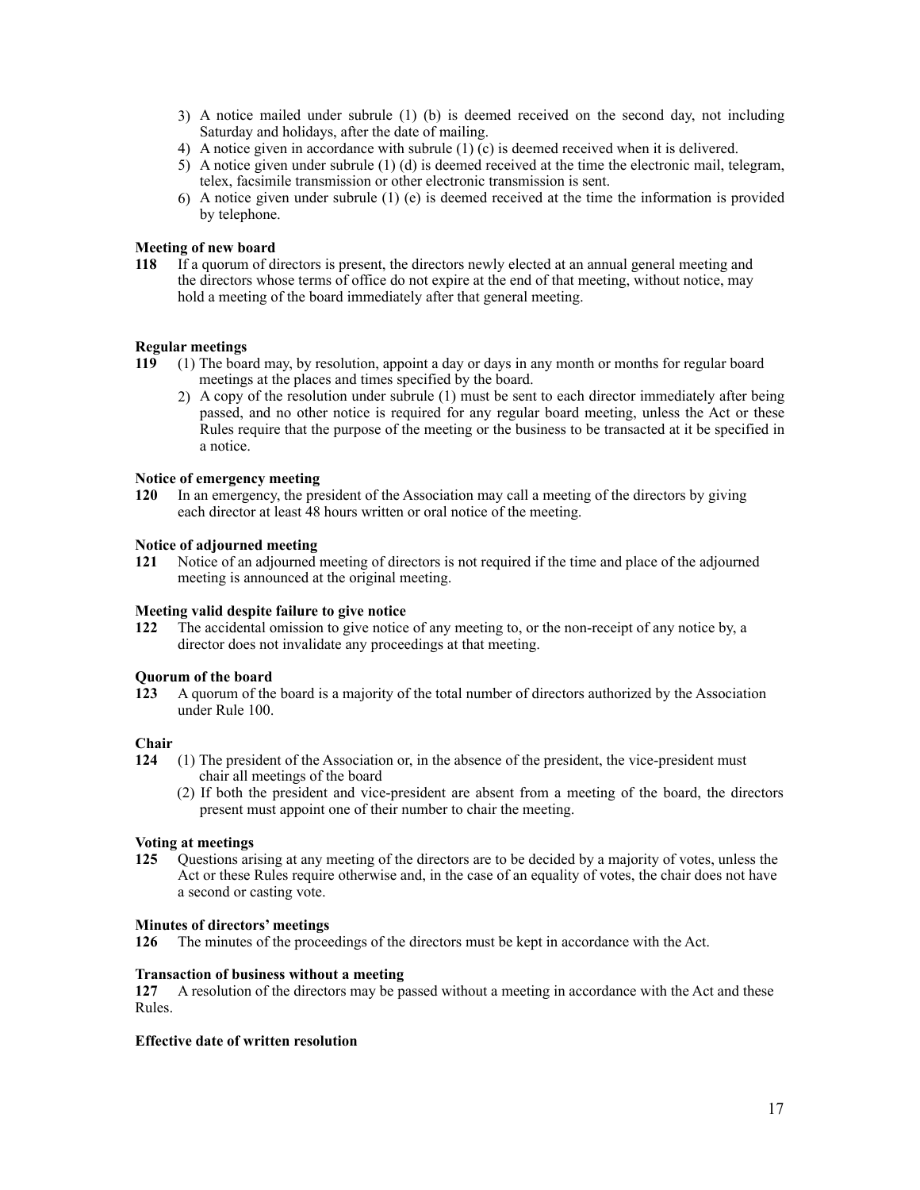3) A notice mailed under subrule (1) (b) is deemed received on the second day, not including Saturday and holidays, after the date of mailing.
4) A notice given in accordance with subrule (1) (c) is deemed received when it is delivered.
5) A notice given under subrule (1) (d) is deemed received at the time the electronic mail, telegram, telex, facsimile transmission or other electronic transmission is sent.
6) A notice given under subrule (1) (e) is deemed received at the time the information is provided by telephone.

**Meeting of new board**

**118** If a quorum of directors is present, the directors newly elected at an annual general meeting and the directors whose terms of office do not expire at the end of that meeting, without notice, may hold a meeting of the board immediately after that general meeting.

**Regular meetings**

**119** (1) The board may, by resolution, appoint a day or days in any month or months for regular board meetings at the places and times specified by the board.

2) A copy of the resolution under subrule (1) must be sent to each director immediately after being passed, and no other notice is required for any regular board meeting, unless the Act or these Rules require that the purpose of the meeting or the business to be transacted at it be specified in a notice.

**Notice of emergency meeting**

**120** In an emergency, the president of the Association may call a meeting of the directors by giving each director at least 48 hours written or oral notice of the meeting.

**Notice of adjourned meeting**

**121** Notice of an adjourned meeting of directors is not required if the time and place of the adjourned meeting is announced at the original meeting.

**Meeting valid despite failure to give notice**

**122** The accidental omission to give notice of any meeting to, or the non-receipt of any notice by, a director does not invalidate any proceedings at that meeting.

**Quorum of the board**

**123** A quorum of the board is a majority of the total number of directors authorized by the Association under Rule 100.

**Chair**

**124** (1) The president of the Association or, in the absence of the president, the vice-president must chair all meetings of the board

(2) If both the president and vice-president are absent from a meeting of the board, the directors present must appoint one of their number to chair the meeting.

**Voting at meetings**

**125** Questions arising at any meeting of the directors are to be decided by a majority of votes, unless the Act or these Rules require otherwise and, in the case of an equality of votes, the chair does not have a second or casting vote.

**Minutes of directors' meetings**

**126** The minutes of the proceedings of the directors must be kept in accordance with the Act.

**Transaction of business without a meeting**

**127** A resolution of the directors may be passed without a meeting in accordance with the Act and these Rules.

**Effective date of written resolution**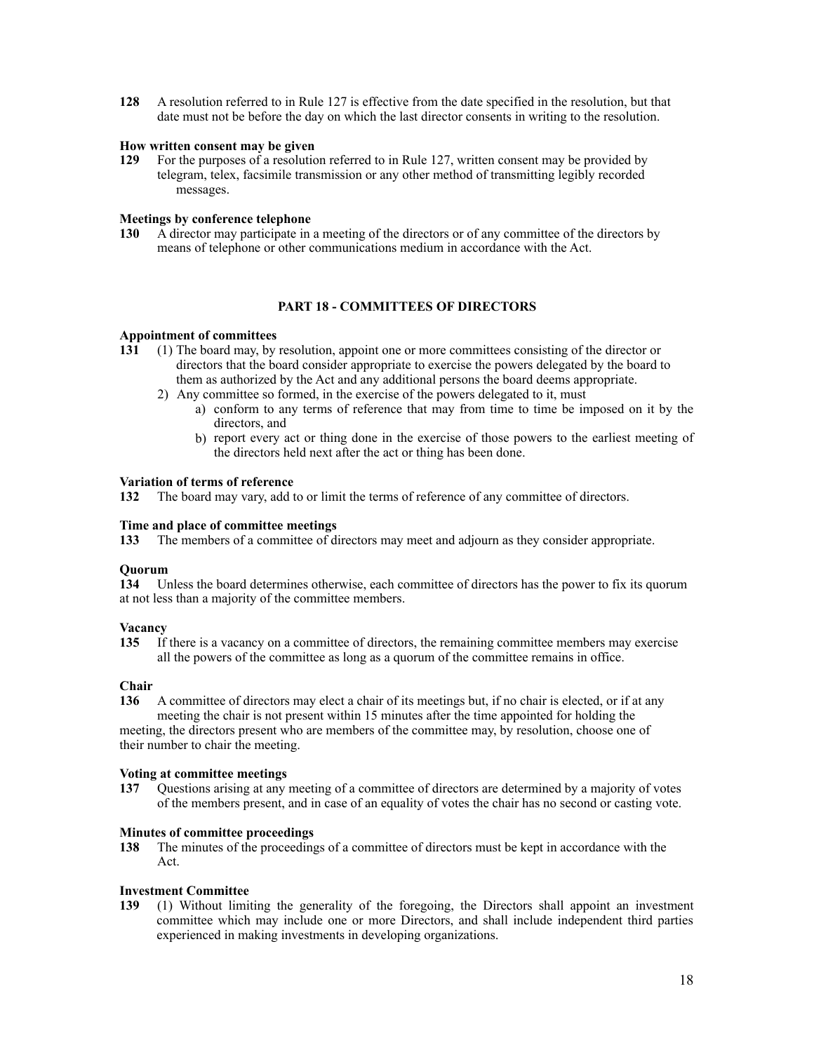**128** A resolution referred to in Rule 127 is effective from the date specified in the resolution, but that date must not be before the day on which the last director consents in writing to the resolution.

**How written consent may be given**

**129** For the purposes of a resolution referred to in Rule 127, written consent may be provided by telegram, telex, facsimile transmission or any other method of transmitting legibly recorded messages.

**Meetings by conference telephone**

**130** A director may participate in a meeting of the directors or of any committee of the directors by means of telephone or other communications medium in accordance with the Act.

## PART 18 - COMMITTEES OF DIRECTORS

**Appointment of committees**

**131** (1) The board may, by resolution, appoint one or more committees consisting of the director or directors that the board consider appropriate to exercise the powers delegated by the board to them as authorized by the Act and any additional persons the board deems appropriate.

2) Any committee so formed, in the exercise of the powers delegated to it, must

a) conform to any terms of reference that may from time to time be imposed on it by the directors, and

b) report every act or thing done in the exercise of those powers to the earliest meeting of the directors held next after the act or thing has been done.

**Variation of terms of reference**

**132** The board may vary, add to or limit the terms of reference of any committee of directors.

**Time and place of committee meetings**

**133** The members of a committee of directors may meet and adjourn as they consider appropriate.

**Quorum**

**134** Unless the board determines otherwise, each committee of directors has the power to fix its quorum at not less than a majority of the committee members.

**Vacancy**

**135** If there is a vacancy on a committee of directors, the remaining committee members may exercise all the powers of the committee as long as a quorum of the committee remains in office.

**Chair**

**136** A committee of directors may elect a chair of its meetings but, if no chair is elected, or if at any meeting the chair is not present within 15 minutes after the time appointed for holding the meeting, the directors present who are members of the committee may, by resolution, choose one of their number to chair the meeting.

**Voting at committee meetings**

**137** Questions arising at any meeting of a committee of directors are determined by a majority of votes of the members present, and in case of an equality of votes the chair has no second or casting vote.

**Minutes of committee proceedings**

**138** The minutes of the proceedings of a committee of directors must be kept in accordance with the Act.

**Investment Committee**

**139** (1) Without limiting the generality of the foregoing, the Directors shall appoint an investment committee which may include one or more Directors, and shall include independent third parties experienced in making investments in developing organizations.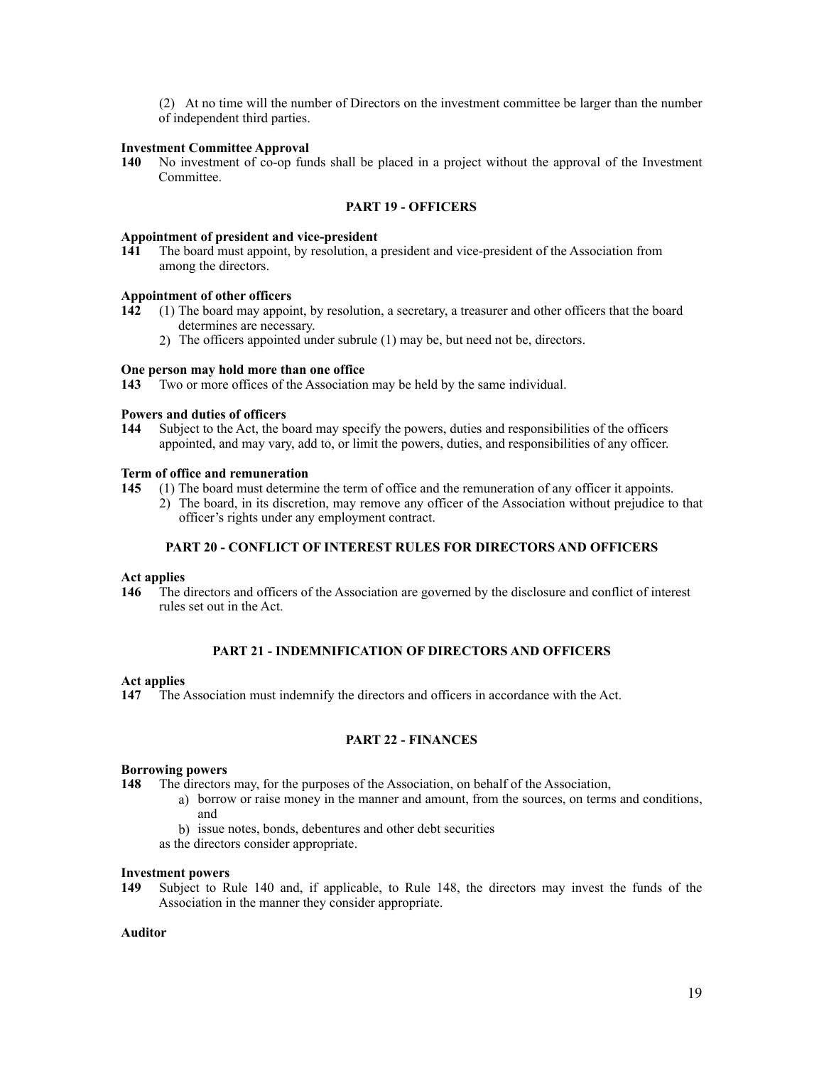(2) At no time will the number of Directors on the investment committee be larger than the number of independent third parties.

**Investment Committee Approval**

**140** No investment of co-op funds shall be placed in a project without the approval of the Investment Committee.

## PART 19 - OFFICERS

**Appointment of president and vice-president**

**141** The board must appoint, by resolution, a president and vice-president of the Association from among the directors.

**Appointment of other officers**

**142** (1) The board may appoint, by resolution, a secretary, a treasurer and other officers that the board determines are necessary.

2) The officers appointed under subrule (1) may be, but need not be, directors.

**One person may hold more than one office**

**143** Two or more offices of the Association may be held by the same individual.

**Powers and duties of officers**

**144** Subject to the Act, the board may specify the powers, duties and responsibilities of the officers appointed, and may vary, add to, or limit the powers, duties, and responsibilities of any officer.

**Term of office and remuneration**

**145** (1) The board must determine the term of office and the remuneration of any officer it appoints.

2) The board, in its discretion, may remove any officer of the Association without prejudice to that officer's rights under any employment contract.

## PART 20 - CONFLICT OF INTEREST RULES FOR DIRECTORS AND OFFICERS

**Act applies**

**146** The directors and officers of the Association are governed by the disclosure and conflict of interest rules set out in the Act.

## PART 21 - INDEMNIFICATION OF DIRECTORS AND OFFICERS

**Act applies**

**147** The Association must indemnify the directors and officers in accordance with the Act.

## PART 22 - FINANCES

**Borrowing powers**

**148** The directors may, for the purposes of the Association, on behalf of the Association,

a) borrow or raise money in the manner and amount, from the sources, on terms and conditions, and

b) issue notes, bonds, debentures and other debt securities

as the directors consider appropriate.

**Investment powers**

**149** Subject to Rule 140 and, if applicable, to Rule 148, the directors may invest the funds of the Association in the manner they consider appropriate.

**Auditor**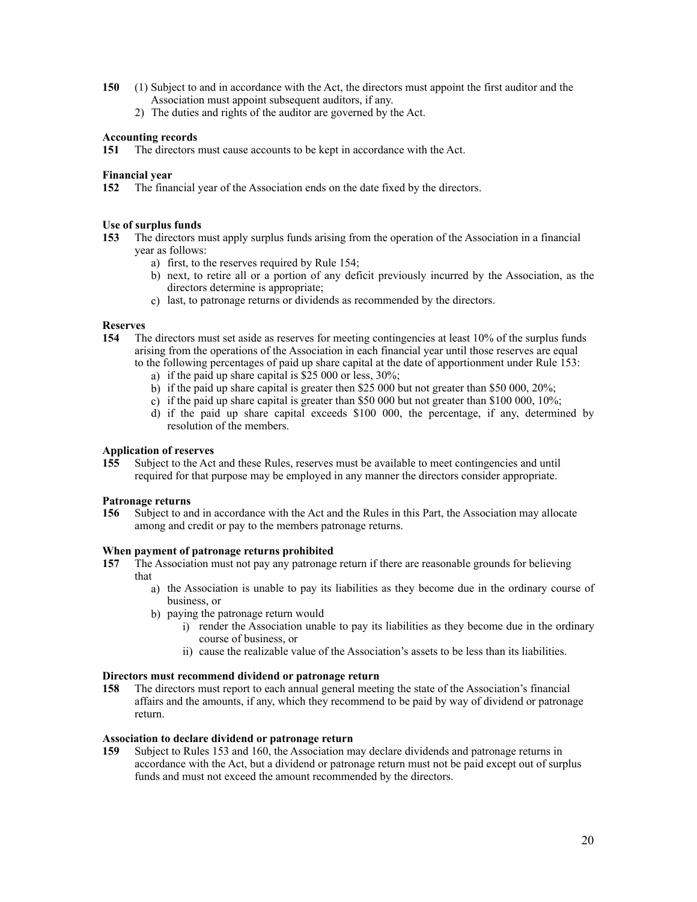**150** (1) Subject to and in accordance with the Act, the directors must appoint the first auditor and the Association must appoint subsequent auditors, if any.

2) The duties and rights of the auditor are governed by the Act.

**Accounting records**

**151** The directors must cause accounts to be kept in accordance with the Act.

**Financial year**

**152** The financial year of the Association ends on the date fixed by the directors.

**Use of surplus funds**

**153** The directors must apply surplus funds arising from the operation of the Association in a financial year as follows:

a) first, to the reserves required by Rule 154;
b) next, to retire all or a portion of any deficit previously incurred by the Association, as the directors determine is appropriate;
c) last, to patronage returns or dividends as recommended by the directors.

**Reserves**

**154** The directors must set aside as reserves for meeting contingencies at least 10% of the surplus funds arising from the operations of the Association in each financial year until those reserves are equal to the following percentages of paid up share capital at the date of apportionment under Rule 153:

a) if the paid up share capital is $25 000 or less, 30%;
b) if the paid up share capital is greater then $25 000 but not greater than $50 000, 20%;
c) if the paid up share capital is greater than $50 000 but not greater than $100 000, 10%;
d) if the paid up share capital exceeds $100 000, the percentage, if any, determined by resolution of the members.

**Application of reserves**

**155** Subject to the Act and these Rules, reserves must be available to meet contingencies and until required for that purpose may be employed in any manner the directors consider appropriate.

**Patronage returns**

**156** Subject to and in accordance with the Act and the Rules in this Part, the Association may allocate among and credit or pay to the members patronage returns.

**When payment of patronage returns prohibited**

**157** The Association must not pay any patronage return if there are reasonable grounds for believing that

a) the Association is unable to pay its liabilities as they become due in the ordinary course of business, or
b) paying the patronage return would
   i) render the Association unable to pay its liabilities as they become due in the ordinary course of business, or
   ii) cause the realizable value of the Association's assets to be less than its liabilities.

**Directors must recommend dividend or patronage return**

**158** The directors must report to each annual general meeting the state of the Association's financial affairs and the amounts, if any, which they recommend to be paid by way of dividend or patronage return.

**Association to declare dividend or patronage return**

**159** Subject to Rules 153 and 160, the Association may declare dividends and patronage returns in accordance with the Act, but a dividend or patronage return must not be paid except out of surplus funds and must not exceed the amount recommended by the directors.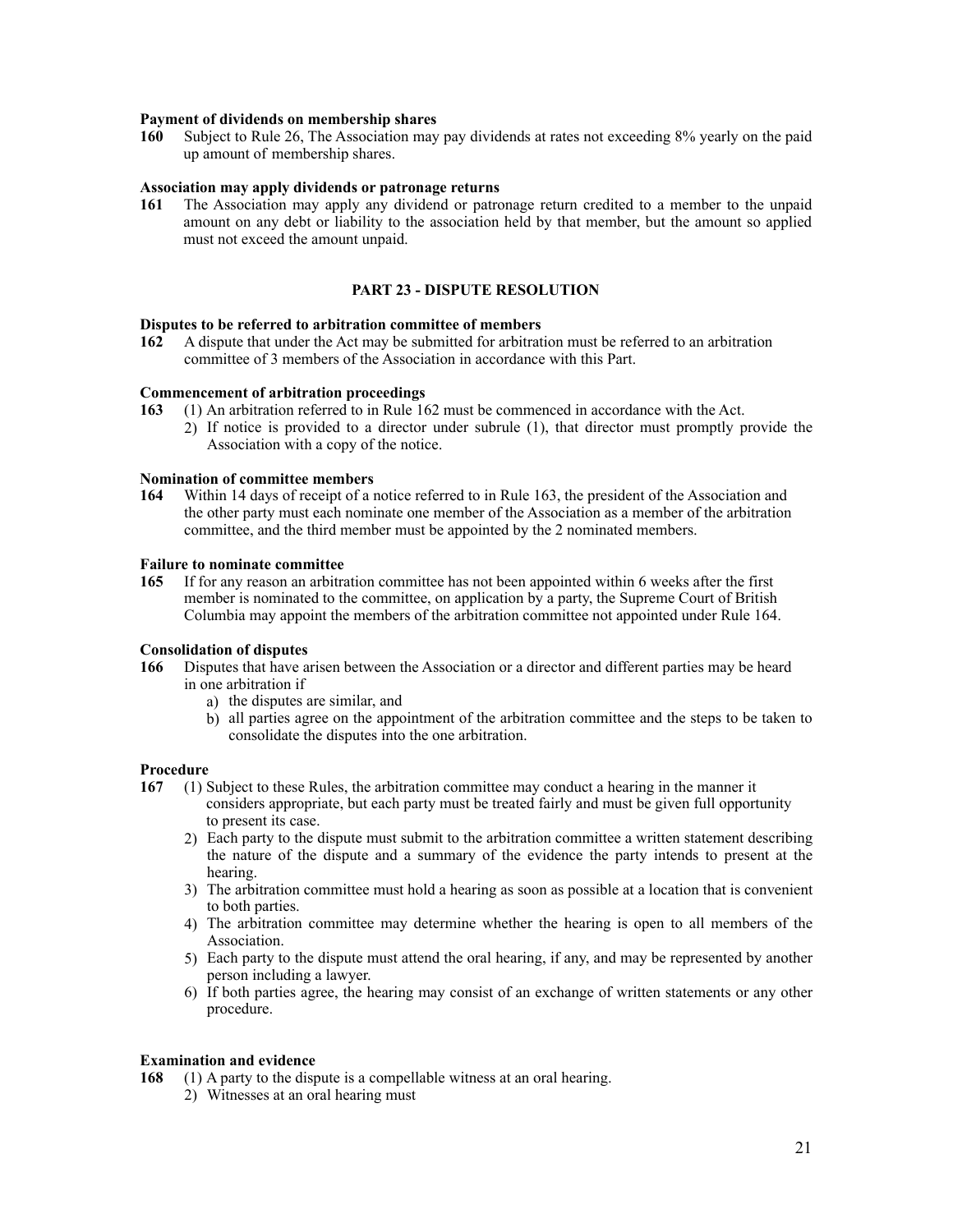**Payment of dividends on membership shares**

**160** Subject to Rule 26, The Association may pay dividends at rates not exceeding 8% yearly on the paid up amount of membership shares.

**Association may apply dividends or patronage returns**

**161** The Association may apply any dividend or patronage return credited to a member to the unpaid amount on any debt or liability to the association held by that member, but the amount so applied must not exceed the amount unpaid.

## PART 23 - DISPUTE RESOLUTION

**Disputes to be referred to arbitration committee of members**

**162** A dispute that under the Act may be submitted for arbitration must be referred to an arbitration committee of 3 members of the Association in accordance with this Part.

**Commencement of arbitration proceedings**

**163** (1) An arbitration referred to in Rule 162 must be commenced in accordance with the Act.

2) If notice is provided to a director under subrule (1), that director must promptly provide the Association with a copy of the notice.

**Nomination of committee members**

**164** Within 14 days of receipt of a notice referred to in Rule 163, the president of the Association and the other party must each nominate one member of the Association as a member of the arbitration committee, and the third member must be appointed by the 2 nominated members.

**Failure to nominate committee**

**165** If for any reason an arbitration committee has not been appointed within 6 weeks after the first member is nominated to the committee, on application by a party, the Supreme Court of British Columbia may appoint the members of the arbitration committee not appointed under Rule 164.

**Consolidation of disputes**

**166** Disputes that have arisen between the Association or a director and different parties may be heard in one arbitration if

a) the disputes are similar, and
b) all parties agree on the appointment of the arbitration committee and the steps to be taken to consolidate the disputes into the one arbitration.

**Procedure**

**167** (1) Subject to these Rules, the arbitration committee may conduct a hearing in the manner it considers appropriate, but each party must be treated fairly and must be given full opportunity to present its case.

2) Each party to the dispute must submit to the arbitration committee a written statement describing the nature of the dispute and a summary of the evidence the party intends to present at the hearing.
3) The arbitration committee must hold a hearing as soon as possible at a location that is convenient to both parties.
4) The arbitration committee may determine whether the hearing is open to all members of the Association.
5) Each party to the dispute must attend the oral hearing, if any, and may be represented by another person including a lawyer.
6) If both parties agree, the hearing may consist of an exchange of written statements or any other procedure.

**Examination and evidence**

**168** (1) A party to the dispute is a compellable witness at an oral hearing.

2) Witnesses at an oral hearing must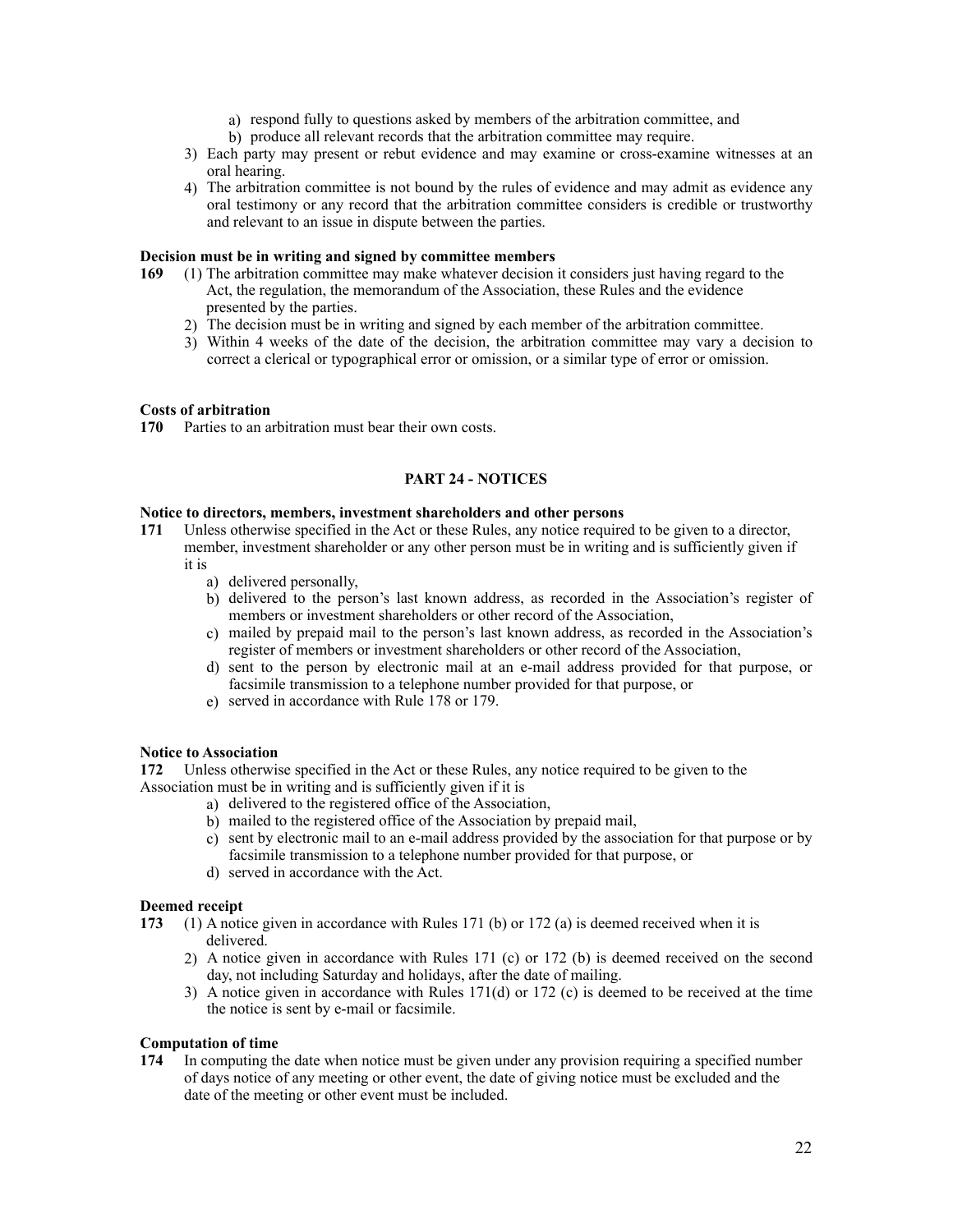a) respond fully to questions asked by members of the arbitration committee, and
b) produce all relevant records that the arbitration committee may require.

3) Each party may present or rebut evidence and may examine or cross-examine witnesses at an oral hearing.
4) The arbitration committee is not bound by the rules of evidence and may admit as evidence any oral testimony or any record that the arbitration committee considers is credible or trustworthy and relevant to an issue in dispute between the parties.

**Decision must be in writing and signed by committee members**

**169** (1) The arbitration committee may make whatever decision it considers just having regard to the Act, the regulation, the memorandum of the Association, these Rules and the evidence presented by the parties.

2) The decision must be in writing and signed by each member of the arbitration committee.
3) Within 4 weeks of the date of the decision, the arbitration committee may vary a decision to correct a clerical or typographical error or omission, or a similar type of error or omission.

**Costs of arbitration**

**170** Parties to an arbitration must bear their own costs.

**PART 24 - NOTICES**

**Notice to directors, members, investment shareholders and other persons**

**171** Unless otherwise specified in the Act or these Rules, any notice required to be given to a director, member, investment shareholder or any other person must be in writing and is sufficiently given if it is

a) delivered personally,
b) delivered to the person's last known address, as recorded in the Association's register of members or investment shareholders or other record of the Association,
c) mailed by prepaid mail to the person's last known address, as recorded in the Association's register of members or investment shareholders or other record of the Association,
d) sent to the person by electronic mail at an e-mail address provided for that purpose, or facsimile transmission to a telephone number provided for that purpose, or
e) served in accordance with Rule 178 or 179.

**Notice to Association**

**172** Unless otherwise specified in the Act or these Rules, any notice required to be given to the Association must be in writing and is sufficiently given if it is

a) delivered to the registered office of the Association,
b) mailed to the registered office of the Association by prepaid mail,
c) sent by electronic mail to an e-mail address provided by the association for that purpose or by facsimile transmission to a telephone number provided for that purpose, or
d) served in accordance with the Act.

**Deemed receipt**

**173** (1) A notice given in accordance with Rules 171 (b) or 172 (a) is deemed received when it is delivered.

2) A notice given in accordance with Rules 171 (c) or 172 (b) is deemed received on the second day, not including Saturday and holidays, after the date of mailing.
3) A notice given in accordance with Rules 171(d) or 172 (c) is deemed to be received at the time the notice is sent by e-mail or facsimile.

**Computation of time**

**174** In computing the date when notice must be given under any provision requiring a specified number of days notice of any meeting or other event, the date of giving notice must be excluded and the date of the meeting or other event must be included.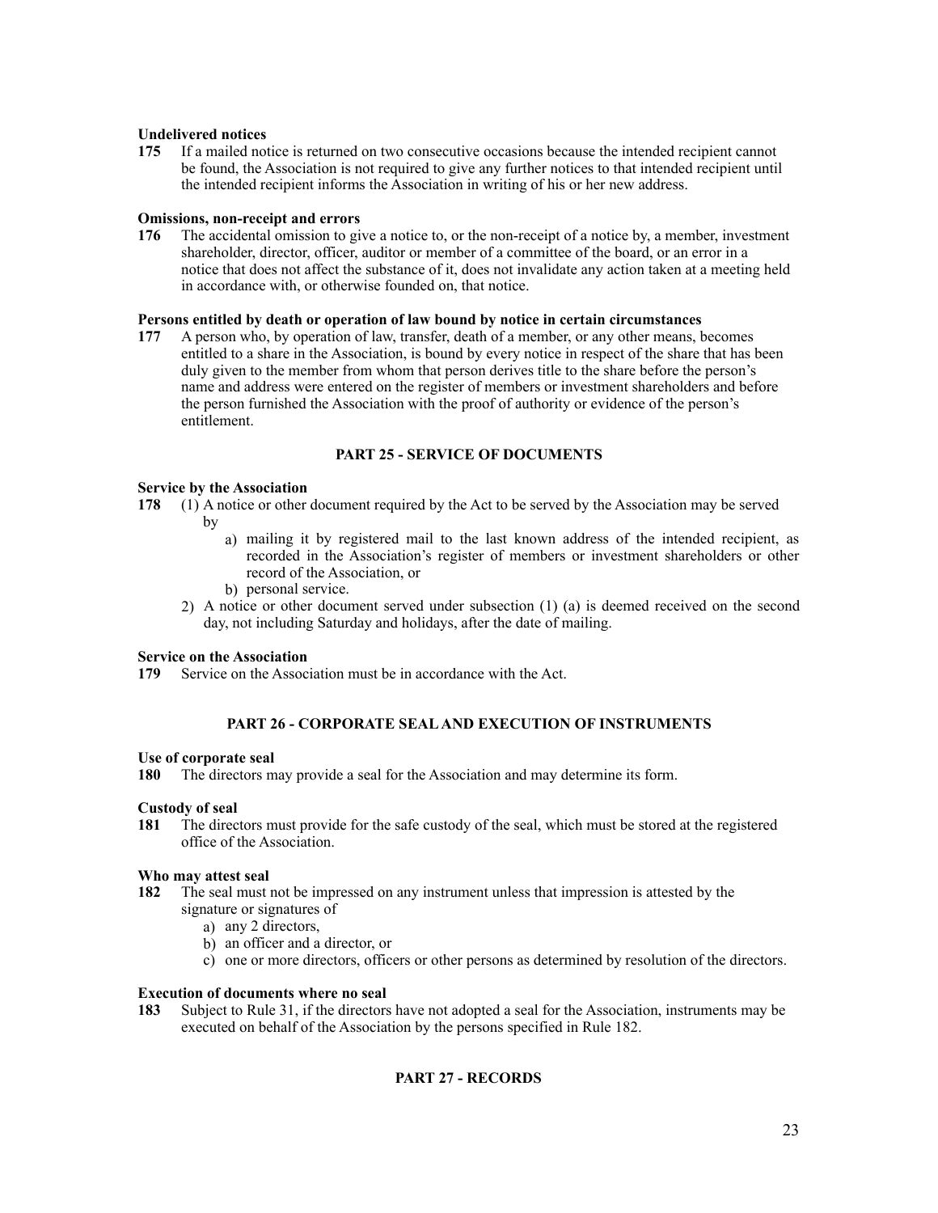**Undelivered notices**

**175** If a mailed notice is returned on two consecutive occasions because the intended recipient cannot be found, the Association is not required to give any further notices to that intended recipient until the intended recipient informs the Association in writing of his or her new address.

**Omissions, non-receipt and errors**

**176** The accidental omission to give a notice to, or the non-receipt of a notice by, a member, investment shareholder, director, officer, auditor or member of a committee of the board, or an error in a notice that does not affect the substance of it, does not invalidate any action taken at a meeting held in accordance with, or otherwise founded on, that notice.

**Persons entitled by death or operation of law bound by notice in certain circumstances**

**177** A person who, by operation of law, transfer, death of a member, or any other means, becomes entitled to a share in the Association, is bound by every notice in respect of the share that has been duly given to the member from whom that person derives title to the share before the person's name and address were entered on the register of members or investment shareholders and before the person furnished the Association with the proof of authority or evidence of the person's entitlement.

## PART 25 - SERVICE OF DOCUMENTS

**Service by the Association**

**178** (1) A notice or other document required by the Act to be served by the Association may be served by

a) mailing it by registered mail to the last known address of the intended recipient, as recorded in the Association's register of members or investment shareholders or other record of the Association, or
b) personal service.

2) A notice or other document served under subsection (1) (a) is deemed received on the second day, not including Saturday and holidays, after the date of mailing.

**Service on the Association**

**179** Service on the Association must be in accordance with the Act.

## PART 26 - CORPORATE SEAL AND EXECUTION OF INSTRUMENTS

**Use of corporate seal**

**180** The directors may provide a seal for the Association and may determine its form.

**Custody of seal**

**181** The directors must provide for the safe custody of the seal, which must be stored at the registered office of the Association.

**Who may attest seal**

**182** The seal must not be impressed on any instrument unless that impression is attested by the signature or signatures of

a) any 2 directors,
b) an officer and a director, or
c) one or more directors, officers or other persons as determined by resolution of the directors.

**Execution of documents where no seal**

**183** Subject to Rule 31, if the directors have not adopted a seal for the Association, instruments may be executed on behalf of the Association by the persons specified in Rule 182.

## PART 27 - RECORDS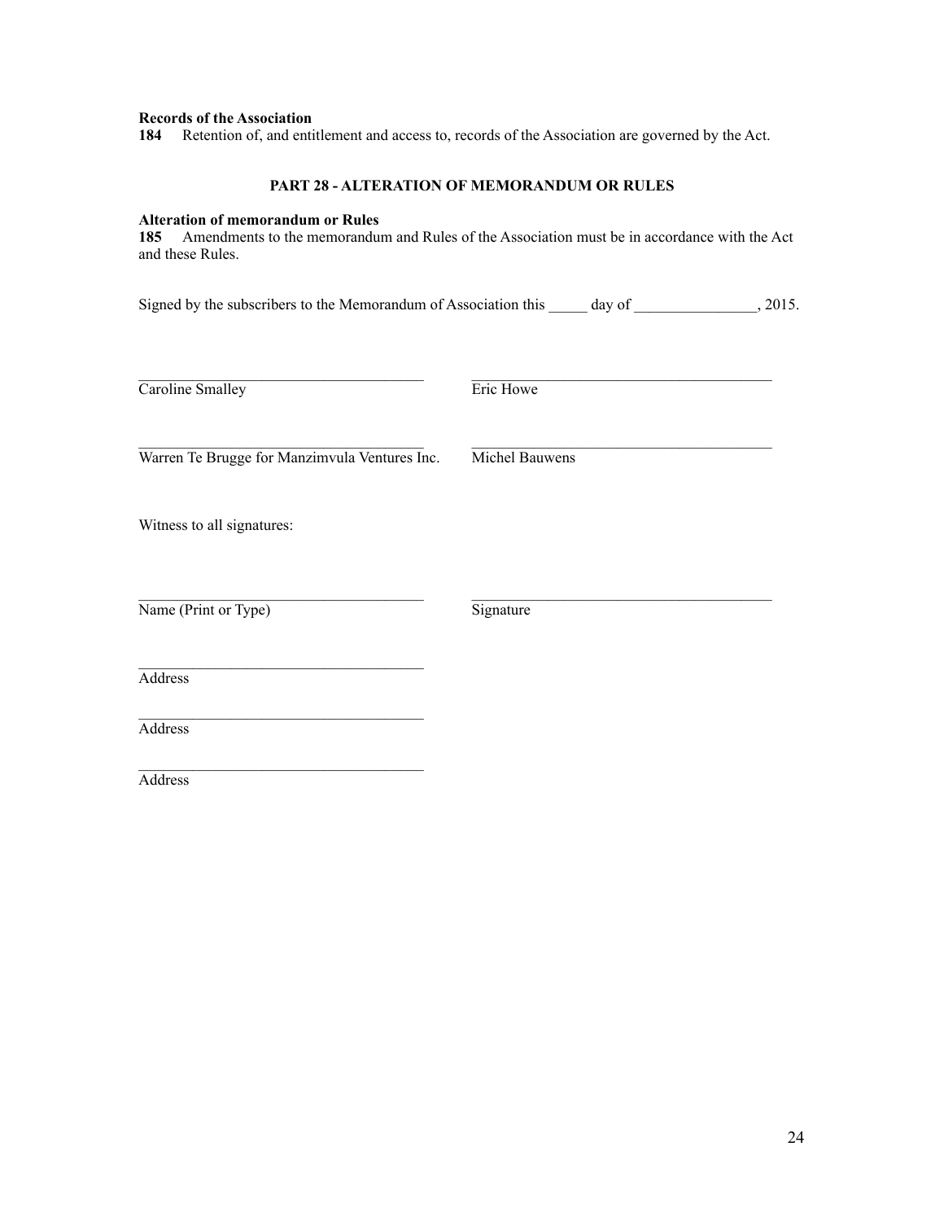**Records of the Association**

**184** Retention of, and entitlement and access to, records of the Association are governed by the Act.

## PART 28 - ALTERATION OF MEMORANDUM OR RULES

**Alteration of memorandum or Rules**

**185** Amendments to the memorandum and Rules of the Association must be in accordance with the Act and these Rules.

Signed by the subscribers to the Memorandum of Association this _____ day of ________________, 2015.

| | |
|---|---|
| ______________________________ | ______________________________ |
| Caroline Smalley | Eric Howe |
| ______________________________ | ______________________________ |
| Warren Te Brugge for Manzimvula Ventures Inc. | Michel Bauwens |

Witness to all signatures:

| | |
|---|---|
| ______________________________ | ______________________________ |
| Name (Print or Type) | Signature |

______________________________
Address

______________________________
Address

______________________________
Address